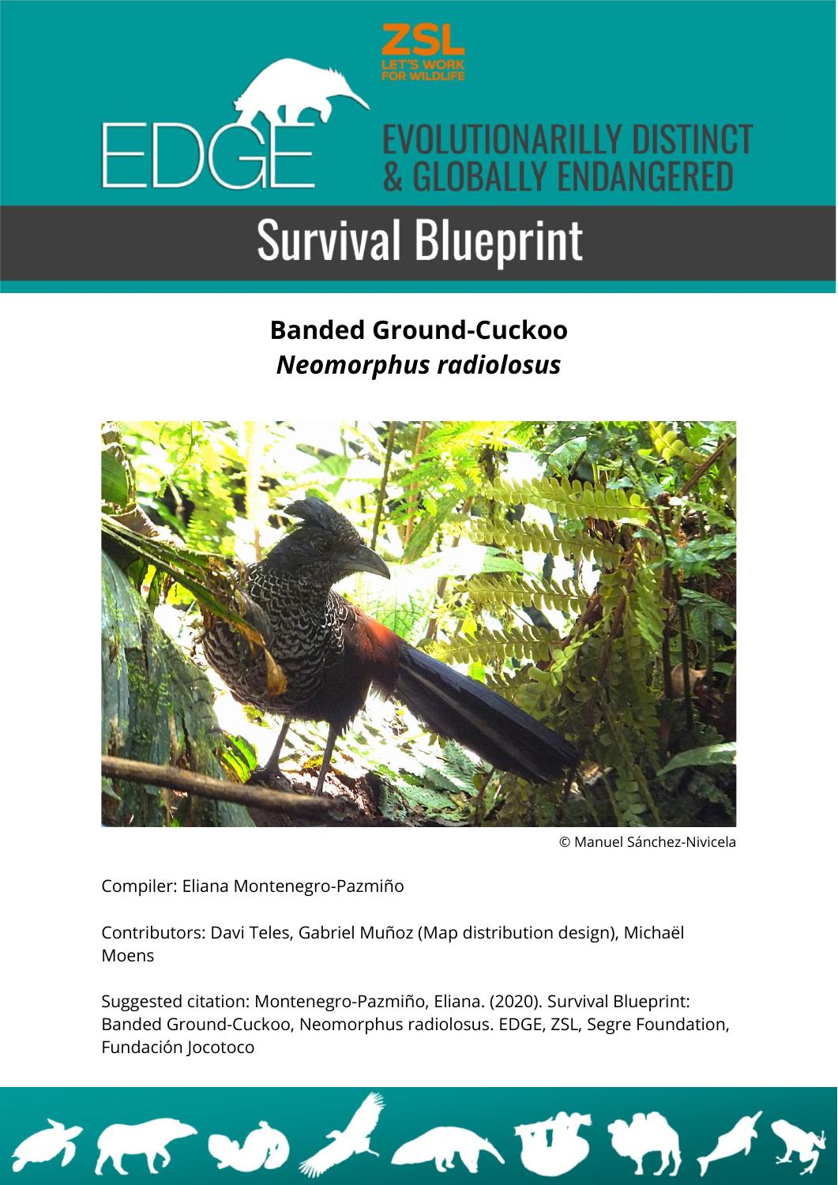ZSL

LET'S WORK FOR WILDLIFE

EDGE

EVOLUTIONARILLY DISTINCT & GLOBALLY ENDANGERED

# Survival Blueprint

## Banded Ground-Cuckoo
## *Neomorphus radiolosus*

© Manuel Sánchez-Nivicela

Compiler: Eliana Montenegro-Pazmiño

Contributors: Davi Teles, Gabriel Muñoz (Map distribution design), Michaël Moens

Suggested citation: Montenegro-Pazmiño, Eliana. (2020). Survival Blueprint: Banded Ground-Cuckoo, Neomorphus radiolosus. EDGE, ZSL, Segre Foundation, Fundación Jocotoco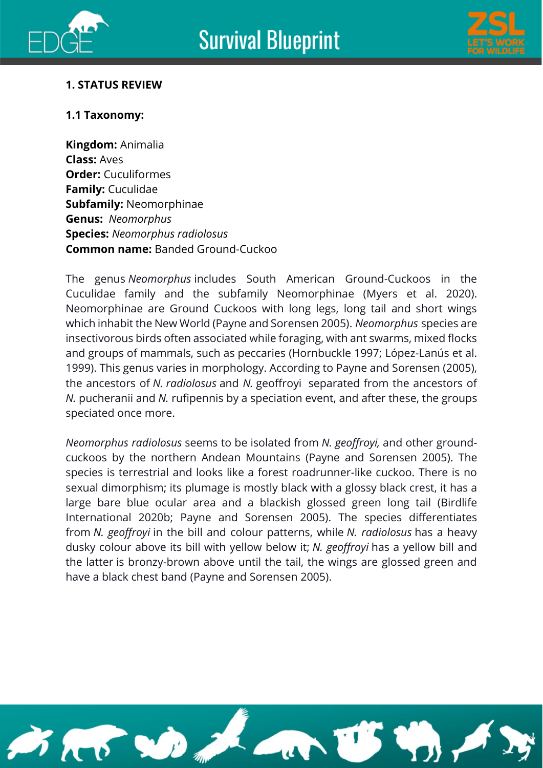## 1. STATUS REVIEW

### 1.1 Taxonomy:

**Kingdom:** Animalia
**Class:** Aves
**Order:** Cuculiformes
**Family:** Cuculidae
**Subfamily:** Neomorphinae
**Genus:** *Neomorphus*
**Species:** *Neomorphus radiolosus*
**Common name:** Banded Ground-Cuckoo

The genus *Neomorphus* includes South American Ground-Cuckoos in the Cuculidae family and the subfamily Neomorphinae (Myers et al. 2020). Neomorphinae are Ground Cuckoos with long legs, long tail and short wings which inhabit the New World (Payne and Sorensen 2005). *Neomorphus* species are insectivorous birds often associated while foraging, with ant swarms, mixed flocks and groups of mammals, such as peccaries (Hornbuckle 1997; López-Lanús et al. 1999). This genus varies in morphology. According to Payne and Sorensen (2005), the ancestors of *N. radiolosus* and *N.* geoffroyi separated from the ancestors of *N.* pucheranii and *N.* rufipennis by a speciation event, and after these, the groups speciated once more.

*Neomorphus radiolosus* seems to be isolated from *N. geoffroyi,* and other ground-cuckoos by the northern Andean Mountains (Payne and Sorensen 2005). The species is terrestrial and looks like a forest roadrunner-like cuckoo. There is no sexual dimorphism; its plumage is mostly black with a glossy black crest, it has a large bare blue ocular area and a blackish glossed green long tail (Birdlife International 2020b; Payne and Sorensen 2005). The species differentiates from *N. geoffroyi* in the bill and colour patterns, while *N. radiolosus* has a heavy dusky colour above its bill with yellow below it; *N. geoffroyi* has a yellow bill and the latter is bronzy-brown above until the tail, the wings are glossed green and have a black chest band (Payne and Sorensen 2005).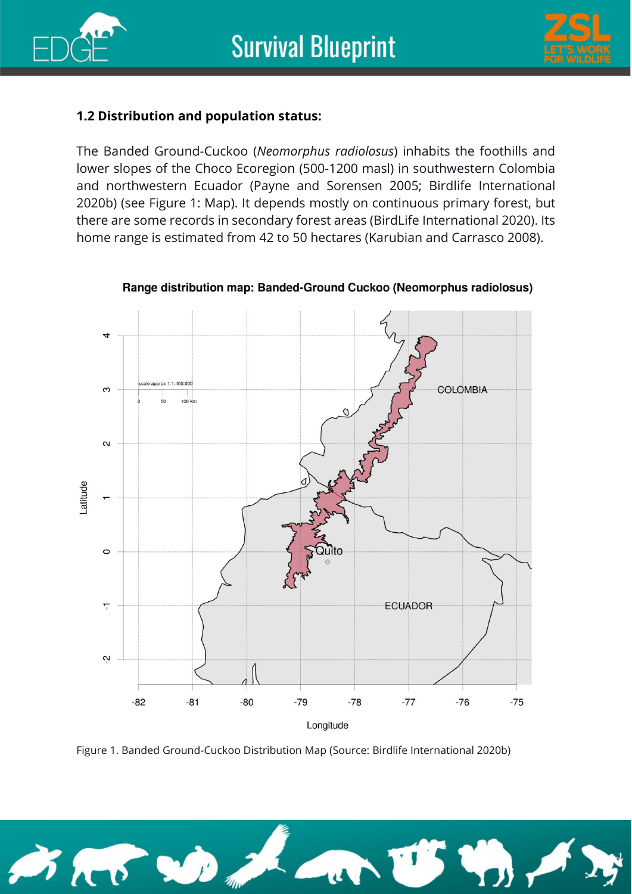### 1.2 Distribution and population status:

The Banded Ground-Cuckoo (*Neomorphus radiolosus*) inhabits the foothills and lower slopes of the Choco Ecoregion (500-1200 masl) in southwestern Colombia and northwestern Ecuador (Payne and Sorensen 2005; Birdlife International 2020b) (see Figure 1: Map). It depends mostly on continuous primary forest, but there are some records in secondary forest areas (BirdLife International 2020). Its home range is estimated from 42 to 50 hectares (Karubian and Carrasco 2008).

Figure 1. Banded Ground-Cuckoo Distribution Map (Source: Birdlife International 2020b)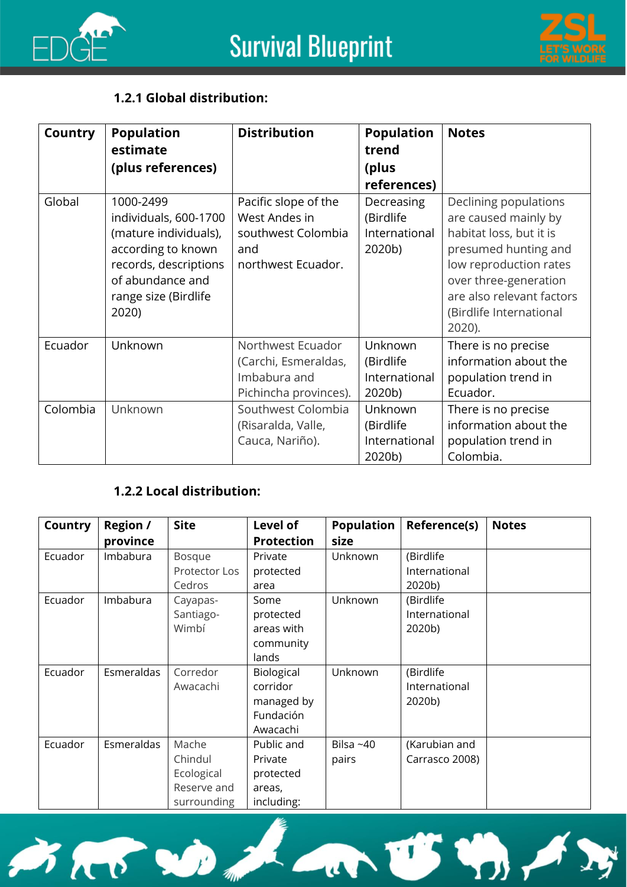### 1.2.1 Global distribution:

| Country | Population estimate (plus references) | Distribution | Population trend (plus references) | Notes |
|---|---|---|---|---|
| Global | 1000-2499 individuals, 600-1700 (mature individuals), according to known records, descriptions of abundance and range size (Birdlife 2020) | Pacific slope of the West Andes in southwest Colombia and northwest Ecuador. | Decreasing (Birdlife International 2020b) | Declining populations are caused mainly by habitat loss, but it is presumed hunting and low reproduction rates over three-generation are also relevant factors (Birdlife International 2020). |
| Ecuador | Unknown | Northwest Ecuador (Carchi, Esmeraldas, Imbabura and Pichincha provinces). | Unknown (Birdlife International 2020b) | There is no precise information about the population trend in Ecuador. |
| Colombia | Unknown | Southwest Colombia (Risaralda, Valle, Cauca, Nariño). | Unknown (Birdlife International 2020b) | There is no precise information about the population trend in Colombia. |

### 1.2.2 Local distribution:

| Country | Region / province | Site | Level of Protection | Population size | Reference(s) | Notes |
|---|---|---|---|---|---|---|
| Ecuador | Imbabura | Bosque Protector Los Cedros | Private protected area | Unknown | (Birdlife International 2020b) | |
| Ecuador | Imbabura | Cayapas-Santiago-Wimbí | Some protected areas with community lands | Unknown | (Birdlife International 2020b) | |
| Ecuador | Esmeraldas | Corredor Awacachi | Biological corridor managed by Fundación Awacachi | Unknown | (Birdlife International 2020b) | |
| Ecuador | Esmeraldas | Mache Chindul Ecological Reserve and surrounding | Public and Private protected areas, including: | Bilsa ~40 pairs | (Karubian and Carrasco 2008) | |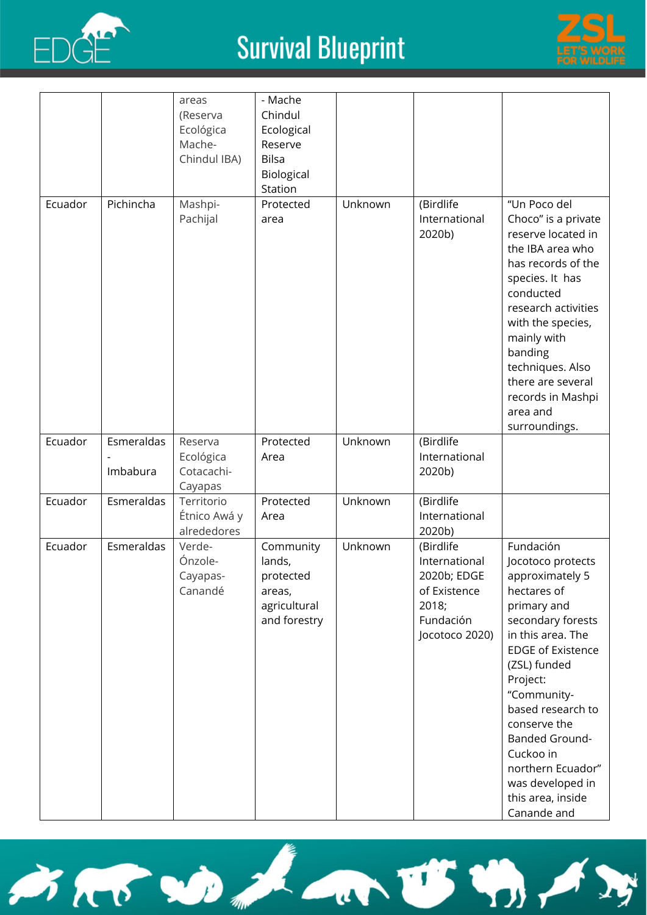| | | areas (Reserva Ecológica Mache-Chindul IBA) | - Mache Chindul Ecological Reserve Bilsa Biological Station | | | |
|---|---|---|---|---|---|---|
| Ecuador | Pichincha | Mashpi-Pachijal | Protected area | Unknown | (Birdlife International 2020b) | "Un Poco del Choco" is a private reserve located in the IBA area who has records of the species. It has conducted research activities with the species, mainly with banding techniques. Also there are several records in Mashpi area and surroundings. |
| Ecuador | Esmeraldas - Imbabura | Reserva Ecológica Cotacachi-Cayapas | Protected Area | Unknown | (Birdlife International 2020b) | |
| Ecuador | Esmeraldas | Territorio Étnico Awá y alrededores | Protected Area | Unknown | (Birdlife International 2020b) | |
| Ecuador | Esmeraldas | Verde-Ónzole-Cayapas-Canandé | Community lands, protected areas, agricultural and forestry | Unknown | (Birdlife International 2020b; EDGE of Existence 2018; Fundación Jocotoco 2020) | Fundación Jocotoco protects approximately 5 hectares of primary and secondary forests in this area. The EDGE of Existence (ZSL) funded Project: "Community-based research to conserve the Banded Ground-Cuckoo in northern Ecuador" was developed in this area, inside Canande and |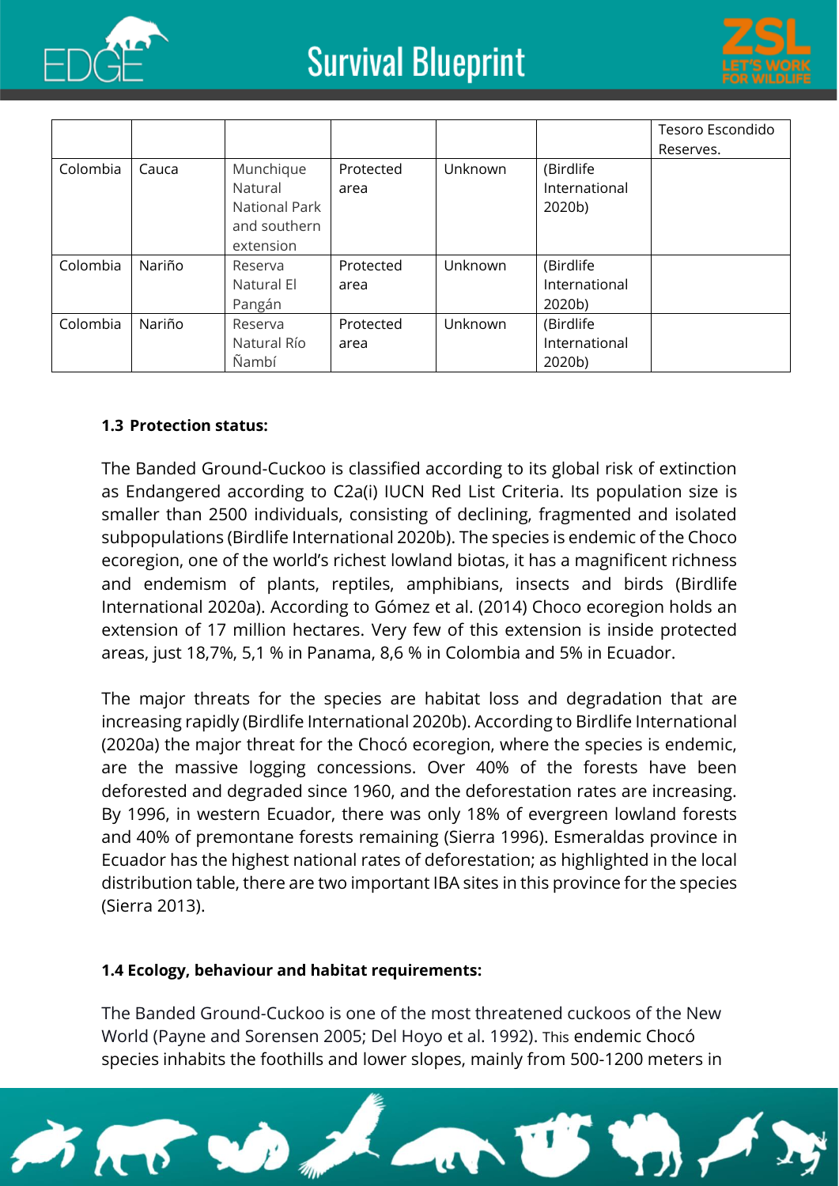|  |  |  |  |  |  | Tesoro Escondido Reserves. |
|---|---|---|---|---|---|---|
| Colombia | Cauca | Munchique Natural National Park and southern extension | Protected area | Unknown | (Birdlife International 2020b) |  |
| Colombia | Nariño | Reserva Natural El Pangán | Protected area | Unknown | (Birdlife International 2020b) |  |
| Colombia | Nariño | Reserva Natural Río Ñambí | Protected area | Unknown | (Birdlife International 2020b) |  |

**1.3 Protection status:**

The Banded Ground-Cuckoo is classified according to its global risk of extinction as Endangered according to C2a(i) IUCN Red List Criteria. Its population size is smaller than 2500 individuals, consisting of declining, fragmented and isolated subpopulations (Birdlife International 2020b). The species is endemic of the Choco ecoregion, one of the world's richest lowland biotas, it has a magnificent richness and endemism of plants, reptiles, amphibians, insects and birds (Birdlife International 2020a). According to Gómez et al. (2014) Choco ecoregion holds an extension of 17 million hectares. Very few of this extension is inside protected areas, just 18,7%, 5,1 % in Panama, 8,6 % in Colombia and 5% in Ecuador.

The major threats for the species are habitat loss and degradation that are increasing rapidly (Birdlife International 2020b). According to Birdlife International (2020a) the major threat for the Chocó ecoregion, where the species is endemic, are the massive logging concessions. Over 40% of the forests have been deforested and degraded since 1960, and the deforestation rates are increasing. By 1996, in western Ecuador, there was only 18% of evergreen lowland forests and 40% of premontane forests remaining (Sierra 1996). Esmeraldas province in Ecuador has the highest national rates of deforestation; as highlighted in the local distribution table, there are two important IBA sites in this province for the species (Sierra 2013).

**1.4 Ecology, behaviour and habitat requirements:**

The Banded Ground-Cuckoo is one of the most threatened cuckoos of the New World (Payne and Sorensen 2005; Del Hoyo et al. 1992). This endemic Chocó species inhabits the foothills and lower slopes, mainly from 500-1200 meters in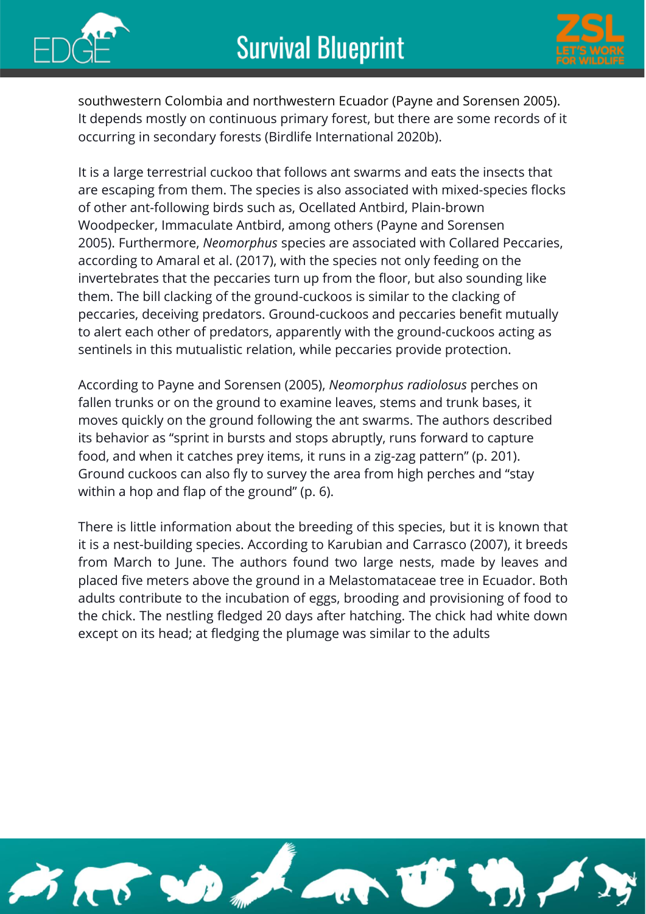southwestern Colombia and northwestern Ecuador (Payne and Sorensen 2005). It depends mostly on continuous primary forest, but there are some records of it occurring in secondary forests (Birdlife International 2020b).

It is a large terrestrial cuckoo that follows ant swarms and eats the insects that are escaping from them. The species is also associated with mixed-species flocks of other ant-following birds such as, Ocellated Antbird, Plain-brown Woodpecker, Immaculate Antbird, among others (Payne and Sorensen 2005). Furthermore, *Neomorphus* species are associated with Collared Peccaries, according to Amaral et al. (2017), with the species not only feeding on the invertebrates that the peccaries turn up from the floor, but also sounding like them. The bill clacking of the ground-cuckoos is similar to the clacking of peccaries, deceiving predators. Ground-cuckoos and peccaries benefit mutually to alert each other of predators, apparently with the ground-cuckoos acting as sentinels in this mutualistic relation, while peccaries provide protection.

According to Payne and Sorensen (2005), *Neomorphus radiolosus* perches on fallen trunks or on the ground to examine leaves, stems and trunk bases, it moves quickly on the ground following the ant swarms. The authors described its behavior as "sprint in bursts and stops abruptly, runs forward to capture food, and when it catches prey items, it runs in a zig-zag pattern" (p. 201). Ground cuckoos can also fly to survey the area from high perches and "stay within a hop and flap of the ground" (p. 6).

There is little information about the breeding of this species, but it is known that it is a nest-building species. According to Karubian and Carrasco (2007), it breeds from March to June. The authors found two large nests, made by leaves and placed five meters above the ground in a Melastomataceae tree in Ecuador. Both adults contribute to the incubation of eggs, brooding and provisioning of food to the chick. The nestling fledged 20 days after hatching. The chick had white down except on its head; at fledging the plumage was similar to the adults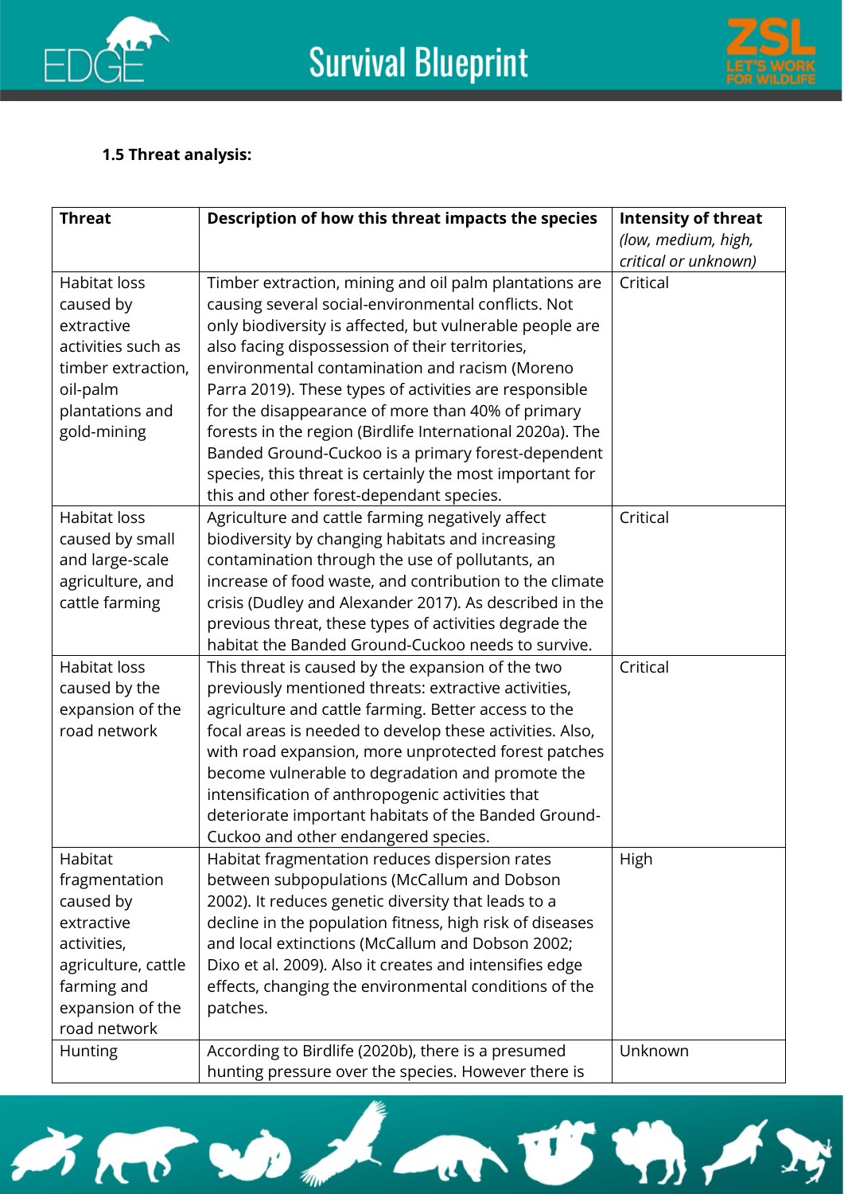**1.5 Threat analysis:**

| Threat | Description of how this threat impacts the species | Intensity of threat *(low, medium, high, critical or unknown)* |
|---|---|---|
| Habitat loss caused by extractive activities such as timber extraction, oil-palm plantations and gold-mining | Timber extraction, mining and oil palm plantations are causing several social-environmental conflicts. Not only biodiversity is affected, but vulnerable people are also facing dispossession of their territories, environmental contamination and racism (Moreno Parra 2019). These types of activities are responsible for the disappearance of more than 40% of primary forests in the region (Birdlife International 2020a). The Banded Ground-Cuckoo is a primary forest-dependent species, this threat is certainly the most important for this and other forest-dependant species. | Critical |
| Habitat loss caused by small and large-scale agriculture, and cattle farming | Agriculture and cattle farming negatively affect biodiversity by changing habitats and increasing contamination through the use of pollutants, an increase of food waste, and contribution to the climate crisis (Dudley and Alexander 2017). As described in the previous threat, these types of activities degrade the habitat the Banded Ground-Cuckoo needs to survive. | Critical |
| Habitat loss caused by the expansion of the road network | This threat is caused by the expansion of the two previously mentioned threats: extractive activities, agriculture and cattle farming. Better access to the focal areas is needed to develop these activities. Also, with road expansion, more unprotected forest patches become vulnerable to degradation and promote the intensification of anthropogenic activities that deteriorate important habitats of the Banded Ground-Cuckoo and other endangered species. | Critical |
| Habitat fragmentation caused by extractive activities, agriculture, cattle farming and expansion of the road network | Habitat fragmentation reduces dispersion rates between subpopulations (McCallum and Dobson 2002). It reduces genetic diversity that leads to a decline in the population fitness, high risk of diseases and local extinctions (McCallum and Dobson 2002; Dixo et al. 2009). Also it creates and intensifies edge effects, changing the environmental conditions of the patches. | High |
| Hunting | According to Birdlife (2020b), there is a presumed hunting pressure over the species. However there is | Unknown |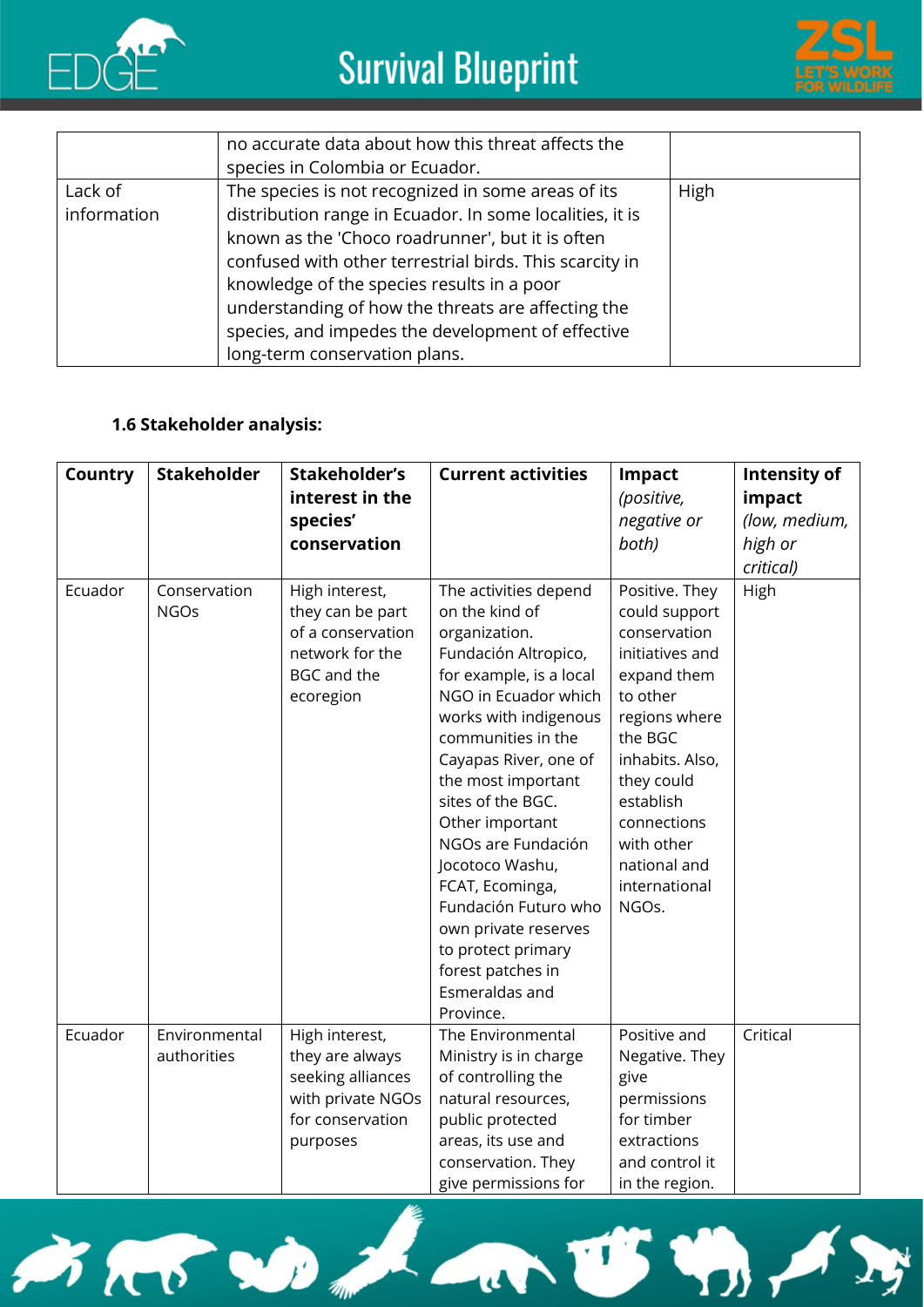| | | |
|---|---|---|
| | no accurate data about how this threat affects the species in Colombia or Ecuador. | |
| Lack of information | The species is not recognized in some areas of its distribution range in Ecuador. In some localities, it is known as the 'Choco roadrunner', but it is often confused with other terrestrial birds. This scarcity in knowledge of the species results in a poor understanding of how the threats are affecting the species, and impedes the development of effective long-term conservation plans. | High |

**1.6 Stakeholder analysis:**

| **Country** | **Stakeholder** | **Stakeholder's interest in the species' conservation** | **Current activities** | **Impact** *(positive, negative or both)* | **Intensity of impact** *(low, medium, high or critical)* |
|---|---|---|---|---|---|
| Ecuador | Conservation NGOs | High interest, they can be part of a conservation network for the BGC and the ecoregion | The activities depend on the kind of organization. Fundación Altropico, for example, is a local NGO in Ecuador which works with indigenous communities in the Cayapas River, one of the most important sites of the BGC. Other important NGOs are Fundación Jocotoco Washu, FCAT, Ecominga, Fundación Futuro who own private reserves to protect primary forest patches in Esmeraldas and Province. | Positive. They could support conservation initiatives and expand them to other regions where the BGC inhabits. Also, they could establish connections with other national and international NGOs. | High |
| Ecuador | Environmental authorities | High interest, they are always seeking alliances with private NGOs for conservation purposes | The Environmental Ministry is in charge of controlling the natural resources, public protected areas, its use and conservation. They give permissions for | Positive and Negative. They give permissions for timber extractions and control it in the region. | Critical |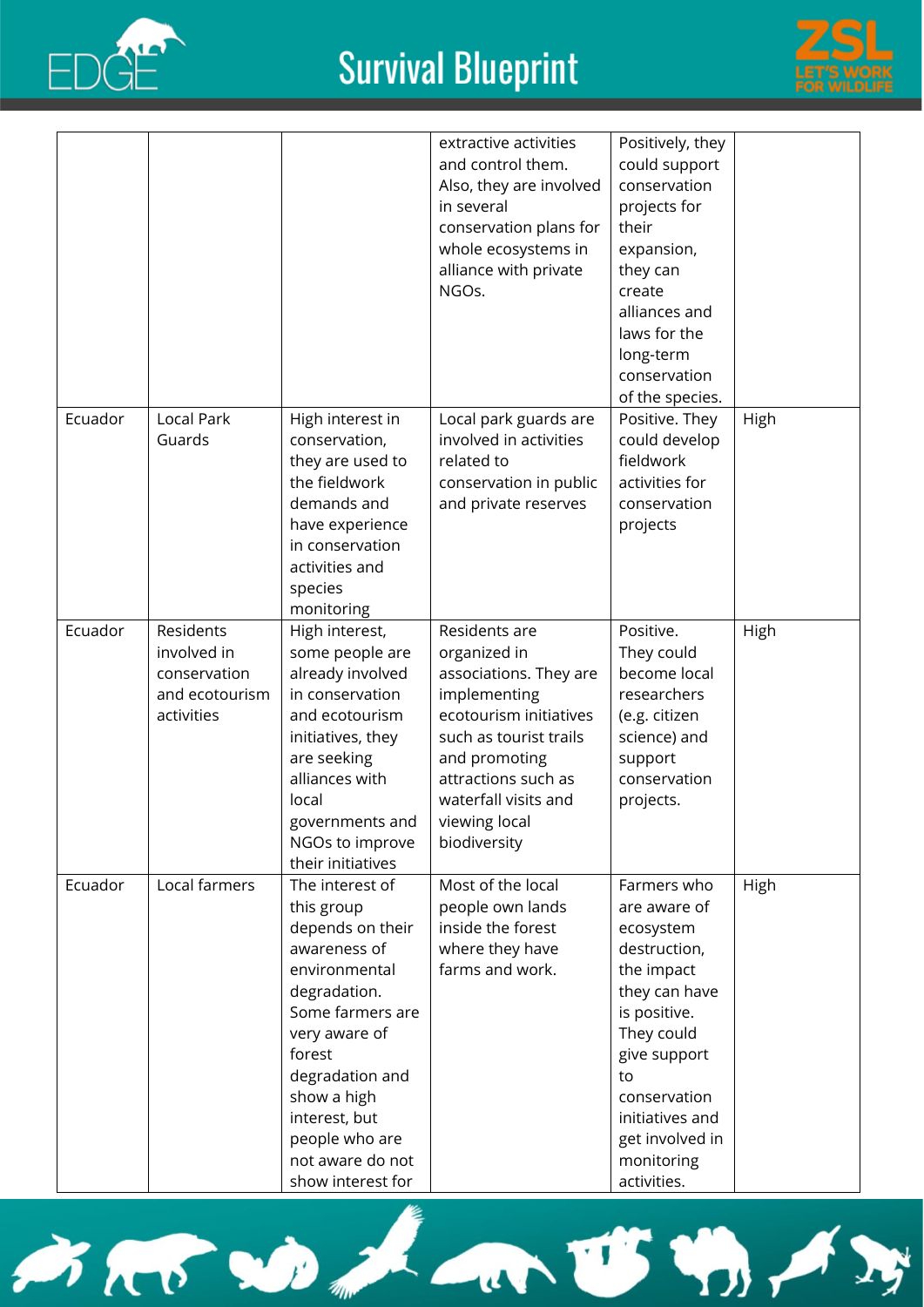| | | | extractive activities and control them. Also, they are involved in several conservation plans for whole ecosystems in alliance with private NGOs. | Positively, they could support conservation projects for their expansion, they can create alliances and laws for the long-term conservation of the species. | |
|---|---|---|---|---|---|
| Ecuador | Local Park Guards | High interest in conservation, they are used to the fieldwork demands and have experience in conservation activities and species monitoring | Local park guards are involved in activities related to conservation in public and private reserves | Positive. They could develop fieldwork activities for conservation projects | High |
| Ecuador | Residents involved in conservation and ecotourism activities | High interest, some people are already involved in conservation and ecotourism initiatives, they are seeking alliances with local governments and NGOs to improve their initiatives | Residents are organized in associations. They are implementing ecotourism initiatives such as tourist trails and promoting attractions such as waterfall visits and viewing local biodiversity | Positive. They could become local researchers (e.g. citizen science) and support conservation projects. | High |
| Ecuador | Local farmers | The interest of this group depends on their awareness of environmental degradation. Some farmers are very aware of forest degradation and show a high interest, but people who are not aware do not show interest for | Most of the local people own lands inside the forest where they have farms and work. | Farmers who are aware of ecosystem destruction, the impact they can have is positive. They could give support to conservation initiatives and get involved in monitoring activities. | High |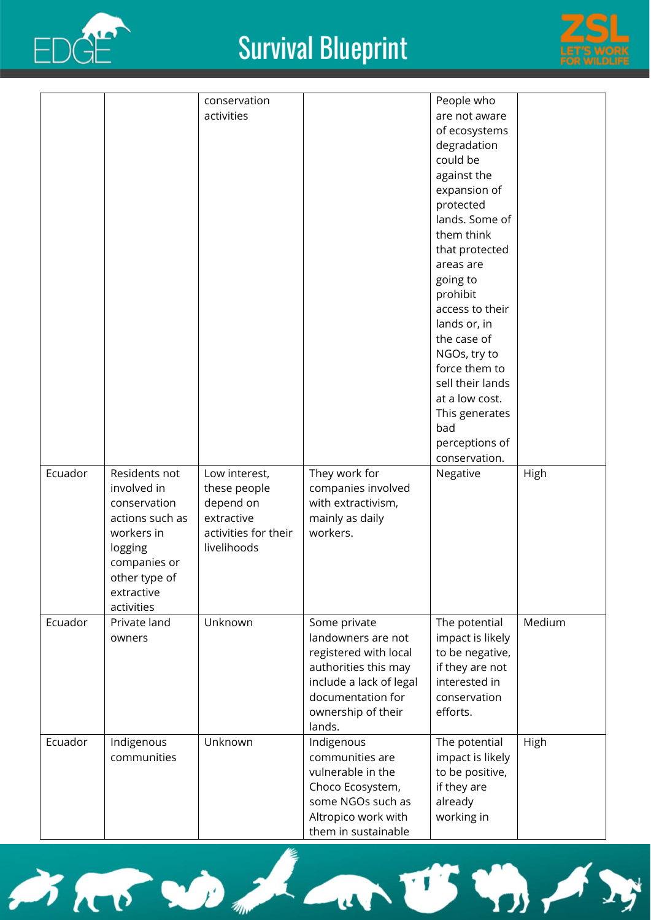| | | | | | |
|---|---|---|---|---|---|
| | | conservation activities | | People who are not aware of ecosystems degradation could be against the expansion of protected lands. Some of them think that protected areas are going to prohibit access to their lands or, in the case of NGOs, try to force them to sell their lands at a low cost. This generates bad perceptions of conservation. | |
| Ecuador | Residents not involved in conservation actions such as workers in logging companies or other type of extractive activities | Low interest, these people depend on extractive activities for their livelihoods | They work for companies involved with extractivism, mainly as daily workers. | Negative | High |
| Ecuador | Private land owners | Unknown | Some private landowners are not registered with local authorities this may include a lack of legal documentation for ownership of their lands. | The potential impact is likely to be negative, if they are not interested in conservation efforts. | Medium |
| Ecuador | Indigenous communities | Unknown | Indigenous communities are vulnerable in the Choco Ecosystem, some NGOs such as Altropico work with them in sustainable | The potential impact is likely to be positive, if they are already working in | High |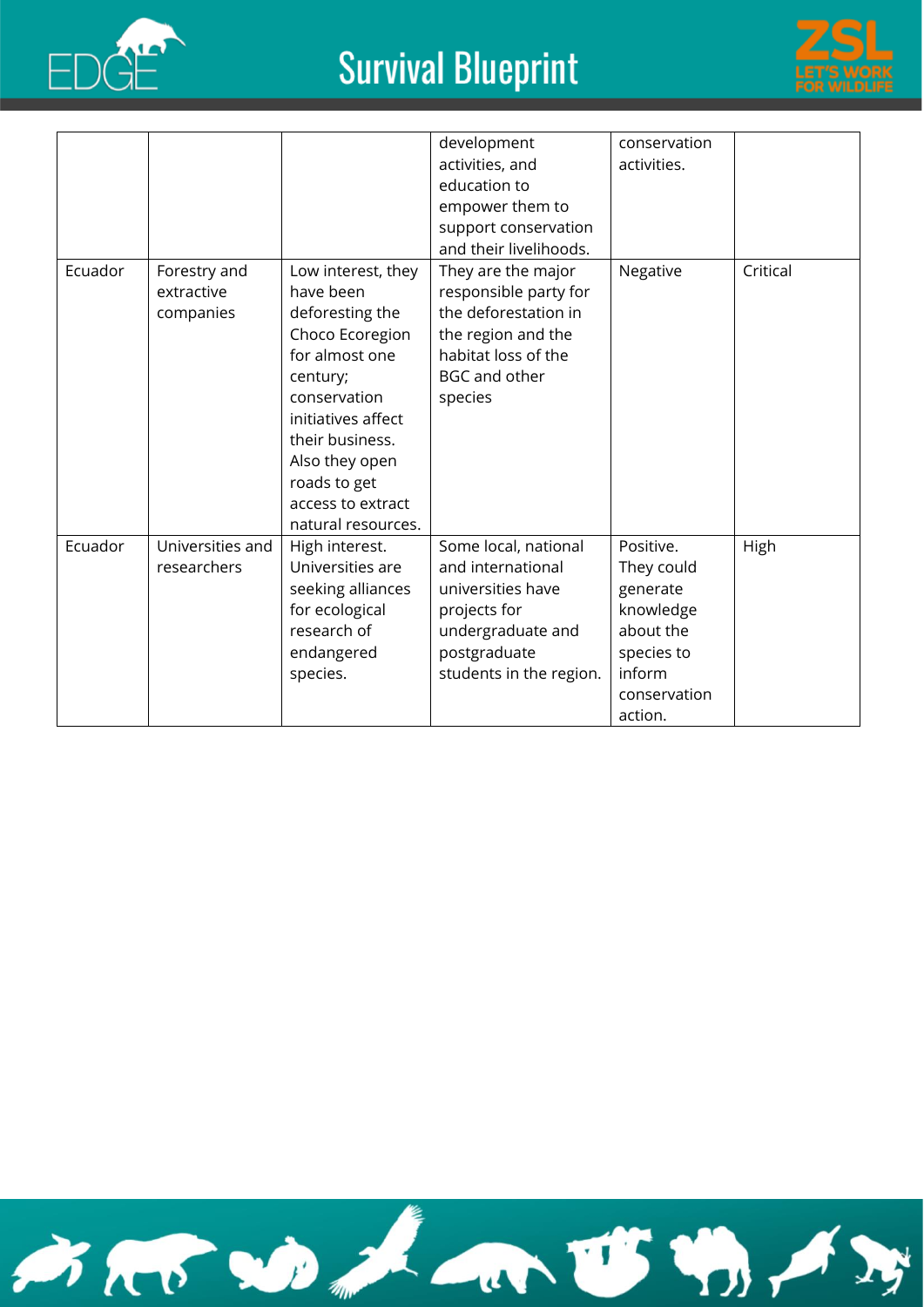| | | | development activities, and education to empower them to support conservation and their livelihoods. | conservation activities. | |
|---|---|---|---|---|---|
| Ecuador | Forestry and extractive companies | Low interest, they have been deforesting the Choco Ecoregion for almost one century; conservation initiatives affect their business. Also they open roads to get access to extract natural resources. | They are the major responsible party for the deforestation in the region and the habitat loss of the BGC and other species | Negative | Critical |
| Ecuador | Universities and researchers | High interest. Universities are seeking alliances for ecological research of endangered species. | Some local, national and international universities have projects for undergraduate and postgraduate students in the region. | Positive. They could generate knowledge about the species to inform conservation action. | High |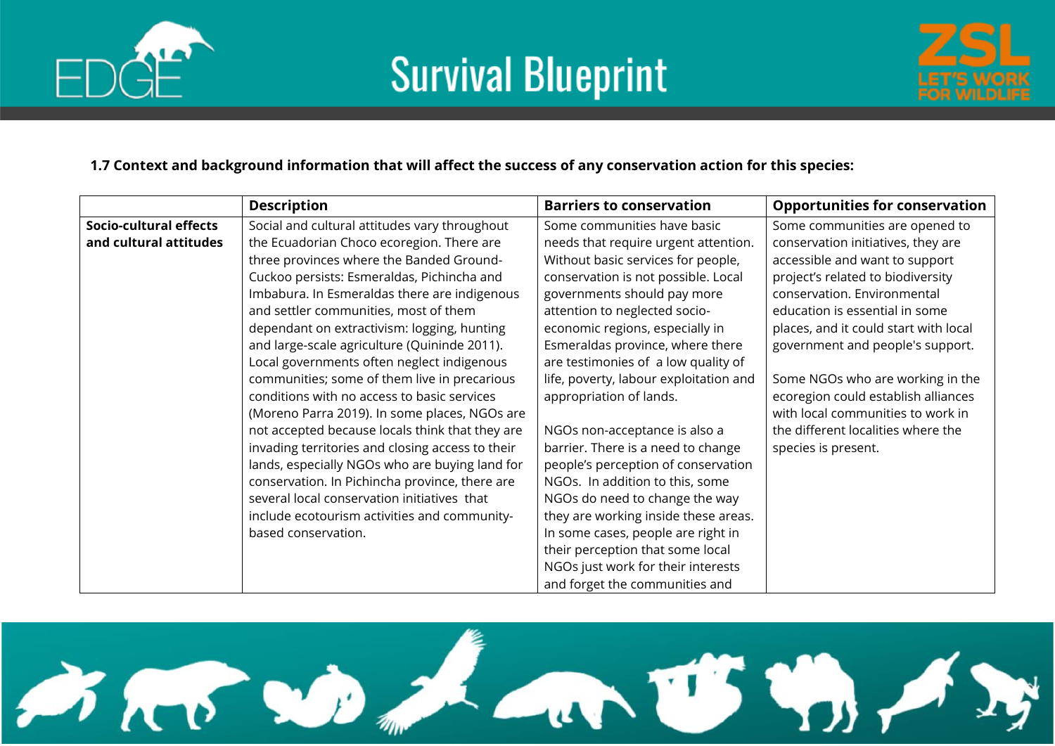**1.7 Context and background information that will affect the success of any conservation action for this species:**

| | Description | Barriers to conservation | Opportunities for conservation |
|---|---|---|---|
| **Socio-cultural effects and cultural attitudes** | Social and cultural attitudes vary throughout the Ecuadorian Choco ecoregion. There are three provinces where the Banded Ground-Cuckoo persists: Esmeraldas, Pichincha and Imbabura. In Esmeraldas there are indigenous and settler communities, most of them dependant on extractivism: logging, hunting and large-scale agriculture (Quininde 2011). Local governments often neglect indigenous communities; some of them live in precarious conditions with no access to basic services (Moreno Parra 2019). In some places, NGOs are not accepted because locals think that they are invading territories and closing access to their lands, especially NGOs who are buying land for conservation. In Pichincha province, there are several local conservation initiatives that include ecotourism activities and community-based conservation. | Some communities have basic needs that require urgent attention. Without basic services for people, conservation is not possible. Local governments should pay more attention to neglected socio-economic regions, especially in Esmeraldas province, where there are testimonies of a low quality of life, poverty, labour exploitation and appropriation of lands.<br><br>NGOs non-acceptance is also a barrier. There is a need to change people's perception of conservation NGOs. In addition to this, some NGOs do need to change the way they are working inside these areas. In some cases, people are right in their perception that some local NGOs just work for their interests and forget the communities and | Some communities are opened to conservation initiatives, they are accessible and want to support project's related to biodiversity conservation. Environmental education is essential in some places, and it could start with local government and people's support.<br><br>Some NGOs who are working in the ecoregion could establish alliances with local communities to work in the different localities where the species is present. |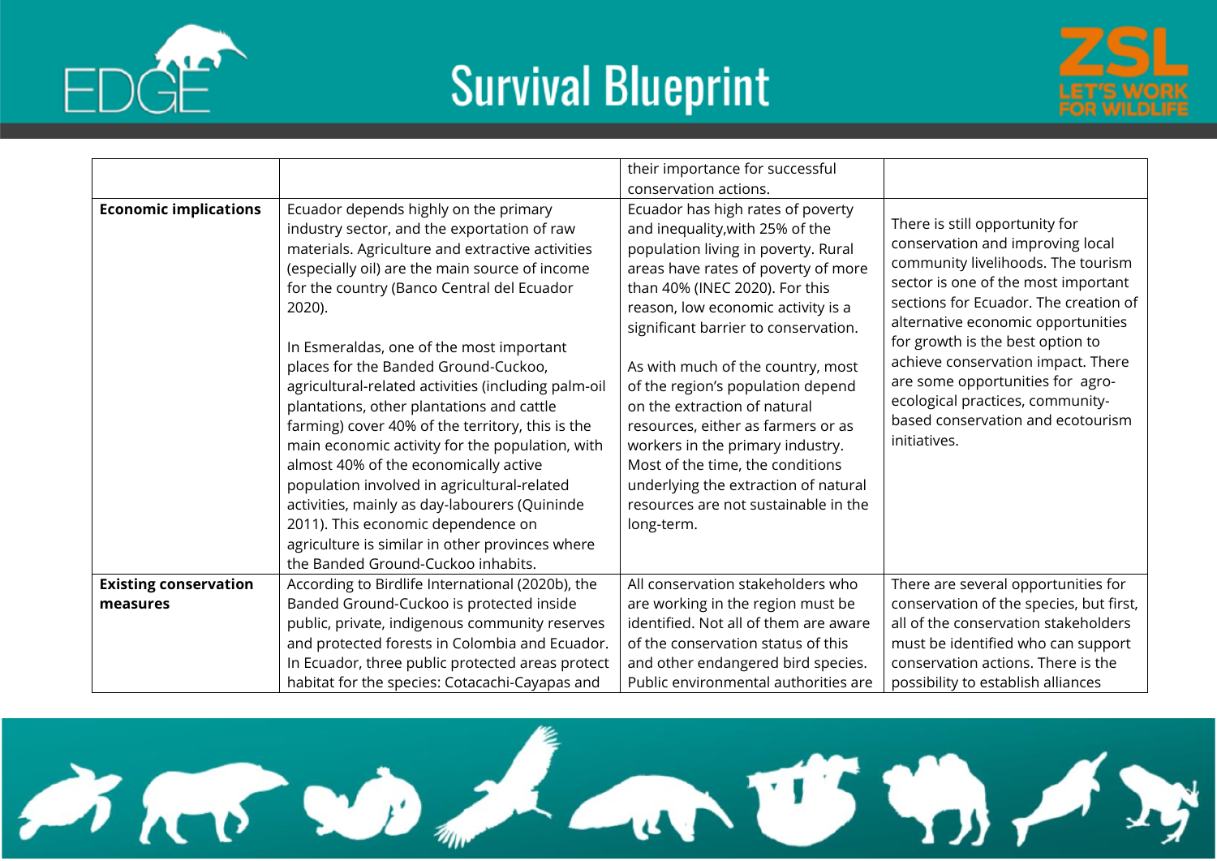| | | their importance for successful conservation actions. | |
|---|---|---|---|
| **Economic implications** | Ecuador depends highly on the primary industry sector, and the exportation of raw materials. Agriculture and extractive activities (especially oil) are the main source of income for the country (Banco Central del Ecuador 2020).<br><br>In Esmeraldas, one of the most important places for the Banded Ground-Cuckoo, agricultural-related activities (including palm-oil plantations, other plantations and cattle farming) cover 40% of the territory, this is the main economic activity for the population, with almost 40% of the economically active population involved in agricultural-related activities, mainly as day-labourers (Quininde 2011). This economic dependence on agriculture is similar in other provinces where the Banded Ground-Cuckoo inhabits. | Ecuador has high rates of poverty and inequality,with 25% of the population living in poverty. Rural areas have rates of poverty of more than 40% (INEC 2020). For this reason, low economic activity is a significant barrier to conservation.<br><br>As with much of the country, most of the region's population depend on the extraction of natural resources, either as farmers or as workers in the primary industry. Most of the time, the conditions underlying the extraction of natural resources are not sustainable in the long-term. | There is still opportunity for conservation and improving local community livelihoods. The tourism sector is one of the most important sections for Ecuador. The creation of alternative economic opportunities for growth is the best option to achieve conservation impact. There are some opportunities for agro-ecological practices, community-based conservation and ecotourism initiatives. |
| **Existing conservation measures** | According to Birdlife International (2020b), the Banded Ground-Cuckoo is protected inside public, private, indigenous community reserves and protected forests in Colombia and Ecuador. In Ecuador, three public protected areas protect habitat for the species: Cotacachi-Cayapas and | All conservation stakeholders who are working in the region must be identified. Not all of them are aware of the conservation status of this and other endangered bird species. Public environmental authorities are | There are several opportunities for conservation of the species, but first, all of the conservation stakeholders must be identified who can support conservation actions. There is the possibility to establish alliances |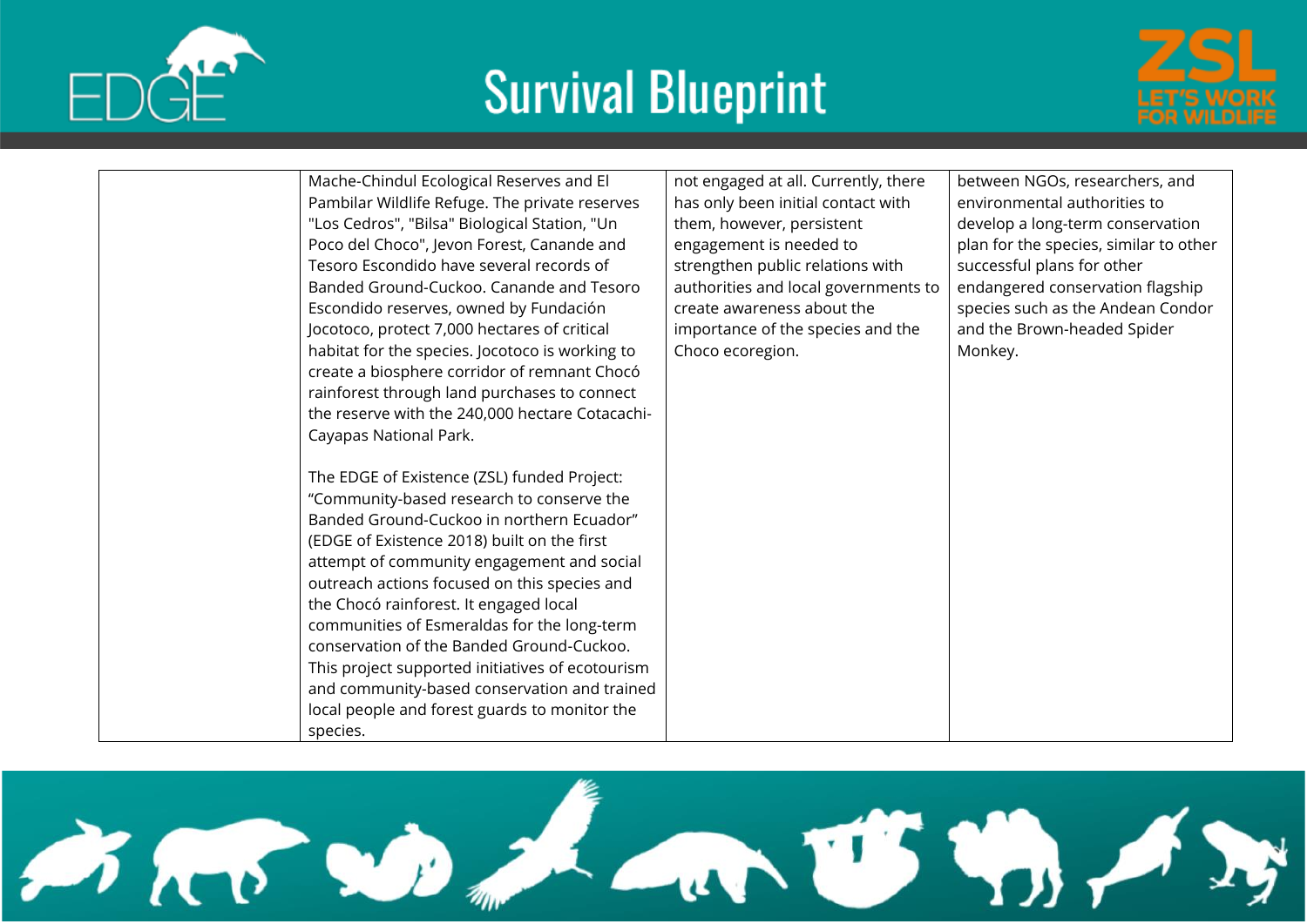| | | | |
|---|---|---|---|
| | Mache-Chindul Ecological Reserves and El Pambilar Wildlife Refuge. The private reserves "Los Cedros", "Bilsa" Biological Station, "Un Poco del Choco", Jevon Forest, Canande and Tesoro Escondido have several records of Banded Ground-Cuckoo. Canande and Tesoro Escondido reserves, owned by Fundación Jocotoco, protect 7,000 hectares of critical habitat for the species. Jocotoco is working to create a biosphere corridor of remnant Chocó rainforest through land purchases to connect the reserve with the 240,000 hectare Cotacachi-Cayapas National Park.<br><br>The EDGE of Existence (ZSL) funded Project: "Community-based research to conserve the Banded Ground-Cuckoo in northern Ecuador" (EDGE of Existence 2018) built on the first attempt of community engagement and social outreach actions focused on this species and the Chocó rainforest. It engaged local communities of Esmeraldas for the long-term conservation of the Banded Ground-Cuckoo. This project supported initiatives of ecotourism and community-based conservation and trained local people and forest guards to monitor the species. | not engaged at all. Currently, there has only been initial contact with them, however, persistent engagement is needed to strengthen public relations with authorities and local governments to create awareness about the importance of the species and the Choco ecoregion. | between NGOs, researchers, and environmental authorities to develop a long-term conservation plan for the species, similar to other successful plans for other endangered conservation flagship species such as the Andean Condor and the Brown-headed Spider Monkey. |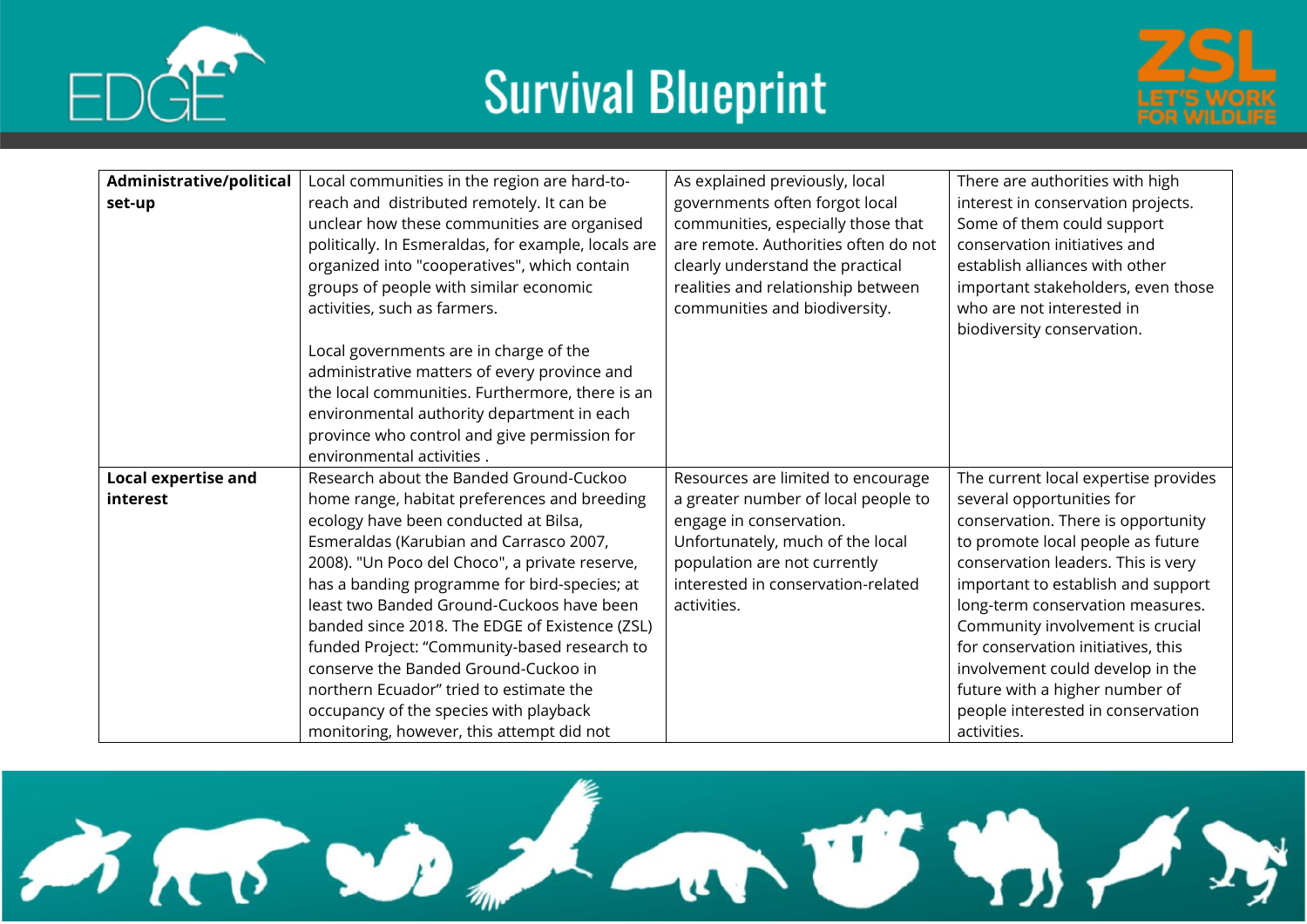| | | | |
|---|---|---|---|
| **Administrative/political set-up** | Local communities in the region are hard-to-reach and distributed remotely. It can be unclear how these communities are organised politically. In Esmeraldas, for example, locals are organized into "cooperatives", which contain groups of people with similar economic activities, such as farmers.<br><br>Local governments are in charge of the administrative matters of every province and the local communities. Furthermore, there is an environmental authority department in each province who control and give permission for environmental activities . | As explained previously, local governments often forgot local communities, especially those that are remote. Authorities often do not clearly understand the practical realities and relationship between communities and biodiversity. | There are authorities with high interest in conservation projects. Some of them could support conservation initiatives and establish alliances with other important stakeholders, even those who are not interested in biodiversity conservation. |
| **Local expertise and interest** | Research about the Banded Ground-Cuckoo home range, habitat preferences and breeding ecology have been conducted at Bilsa, Esmeraldas (Karubian and Carrasco 2007, 2008). "Un Poco del Choco", a private reserve, has a banding programme for bird-species; at least two Banded Ground-Cuckoos have been banded since 2018. The EDGE of Existence (ZSL) funded Project: "Community-based research to conserve the Banded Ground-Cuckoo in northern Ecuador" tried to estimate the occupancy of the species with playback monitoring, however, this attempt did not | Resources are limited to encourage a greater number of local people to engage in conservation. Unfortunately, much of the local population are not currently interested in conservation-related activities. | The current local expertise provides several opportunities for conservation. There is opportunity to promote local people as future conservation leaders. This is very important to establish and support long-term conservation measures. Community involvement is crucial for conservation initiatives, this involvement could develop in the future with a higher number of people interested in conservation activities. |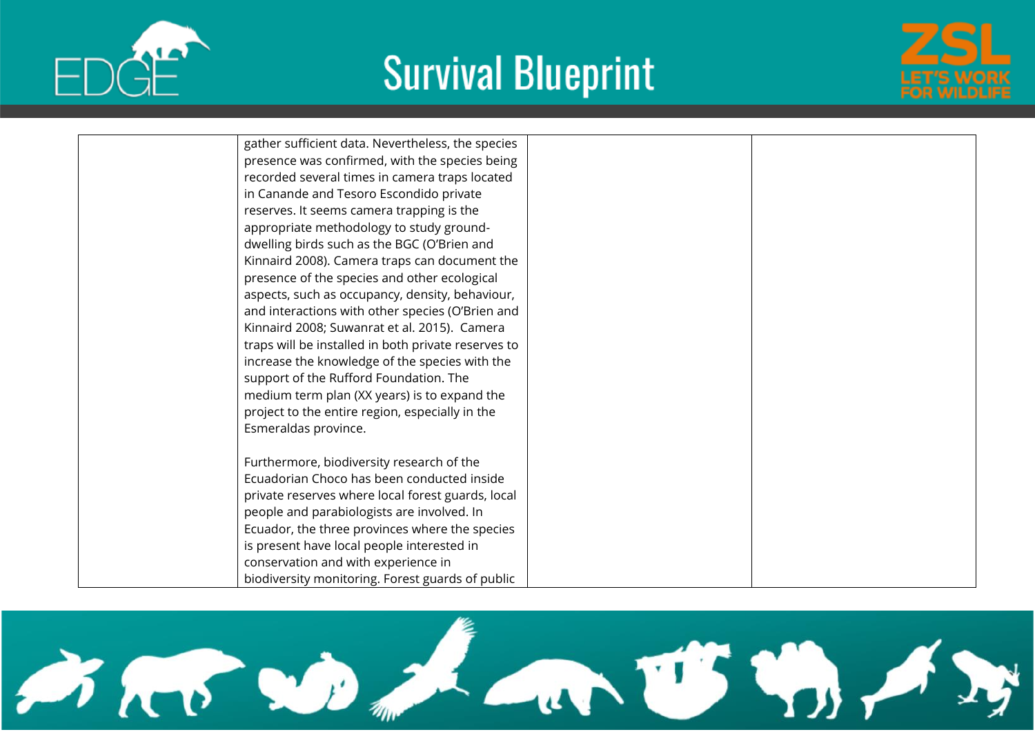| | | | |
|---|---|---|---|
| | gather sufficient data. Nevertheless, the species presence was confirmed, with the species being recorded several times in camera traps located in Canande and Tesoro Escondido private reserves. It seems camera trapping is the appropriate methodology to study ground-dwelling birds such as the BGC (O'Brien and Kinnaird 2008). Camera traps can document the presence of the species and other ecological aspects, such as occupancy, density, behaviour, and interactions with other species (O'Brien and Kinnaird 2008; Suwanrat et al. 2015). Camera traps will be installed in both private reserves to increase the knowledge of the species with the support of the Rufford Foundation. The medium term plan (XX years) is to expand the project to the entire region, especially in the Esmeraldas province.<br><br>Furthermore, biodiversity research of the Ecuadorian Choco has been conducted inside private reserves where local forest guards, local people and parabiologists are involved. In Ecuador, the three provinces where the species is present have local people interested in conservation and with experience in biodiversity monitoring. Forest guards of public | | |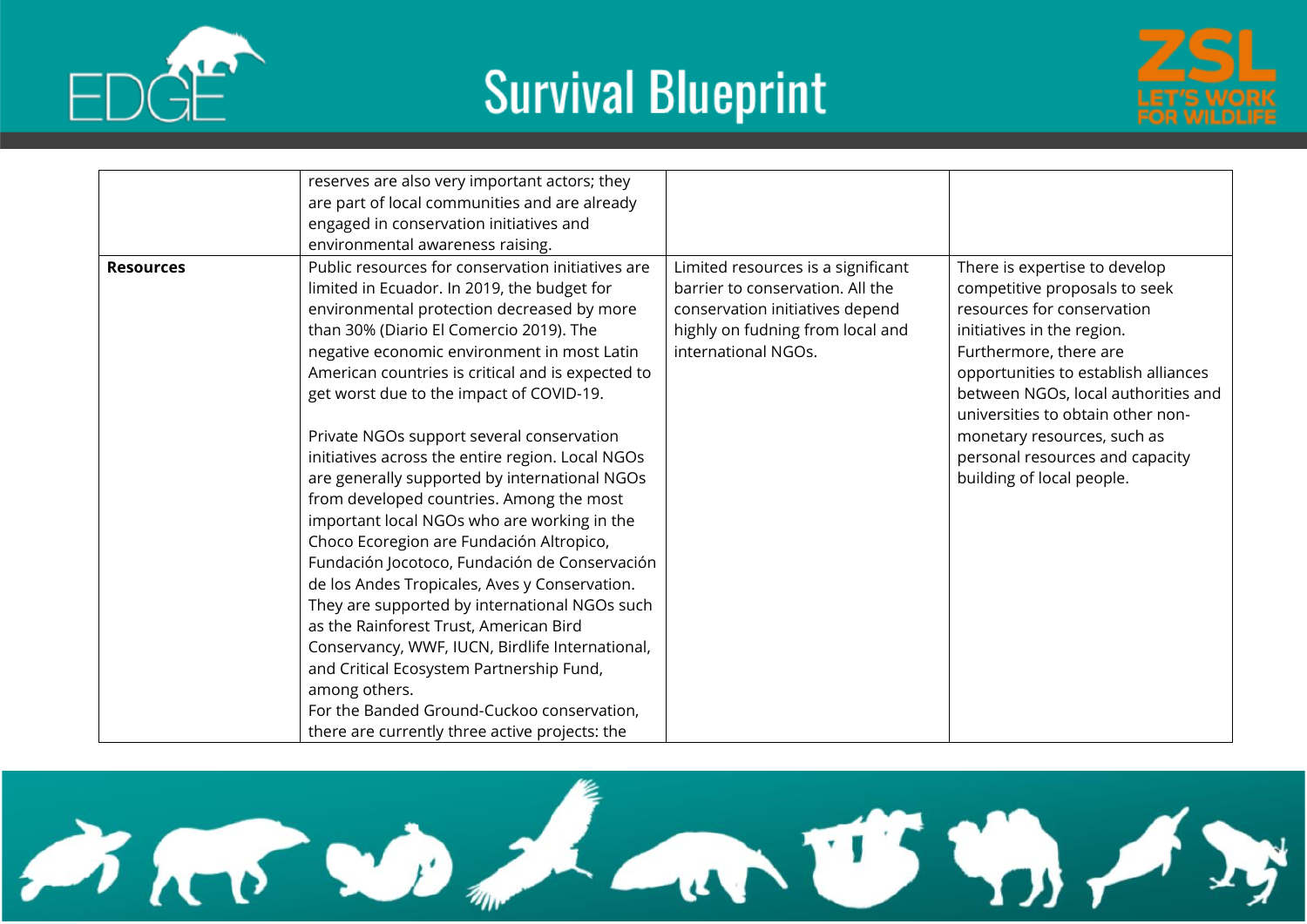| | | | |
|---|---|---|---|
| | reserves are also very important actors; they are part of local communities and are already engaged in conservation initiatives and environmental awareness raising. | | |
| **Resources** | Public resources for conservation initiatives are limited in Ecuador. In 2019, the budget for environmental protection decreased by more than 30% (Diario El Comercio 2019). The negative economic environment in most Latin American countries is critical and is expected to get worst due to the impact of COVID-19.<br><br>Private NGOs support several conservation initiatives across the entire region. Local NGOs are generally supported by international NGOs from developed countries. Among the most important local NGOs who are working in the Choco Ecoregion are Fundación Altropico, Fundación Jocotoco, Fundación de Conservación de los Andes Tropicales, Aves y Conservation. They are supported by international NGOs such as the Rainforest Trust, American Bird Conservancy, WWF, IUCN, Birdlife International, and Critical Ecosystem Partnership Fund, among others.<br>For the Banded Ground-Cuckoo conservation, there are currently three active projects: the | Limited resources is a significant barrier to conservation. All the conservation initiatives depend highly on fudning from local and international NGOs. | There is expertise to develop competitive proposals to seek resources for conservation initiatives in the region. Furthermore, there are opportunities to establish alliances between NGOs, local authorities and universities to obtain other non-monetary resources, such as personal resources and capacity building of local people. |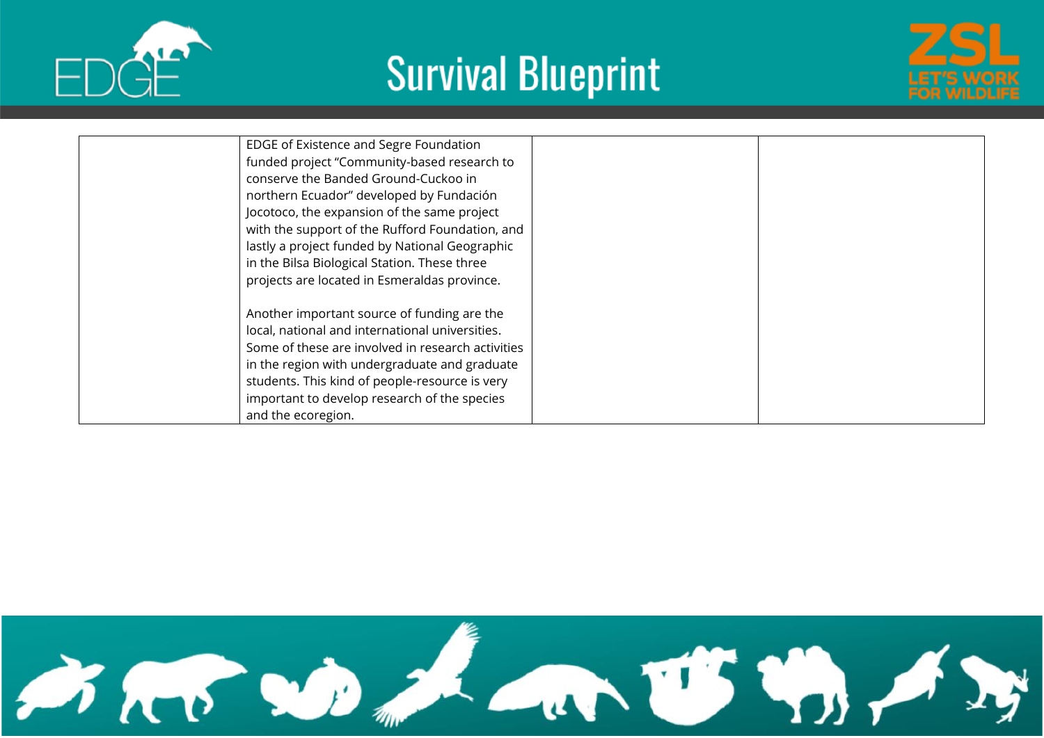| | | | |
|---|---|---|---|
| | EDGE of Existence and Segre Foundation funded project "Community-based research to conserve the Banded Ground-Cuckoo in northern Ecuador" developed by Fundación Jocotoco, the expansion of the same project with the support of the Rufford Foundation, and lastly a project funded by National Geographic in the Bilsa Biological Station. These three projects are located in Esmeraldas province.<br><br>Another important source of funding are the local, national and international universities. Some of these are involved in research activities in the region with undergraduate and graduate students. This kind of people-resource is very important to develop research of the species and the ecoregion. | | |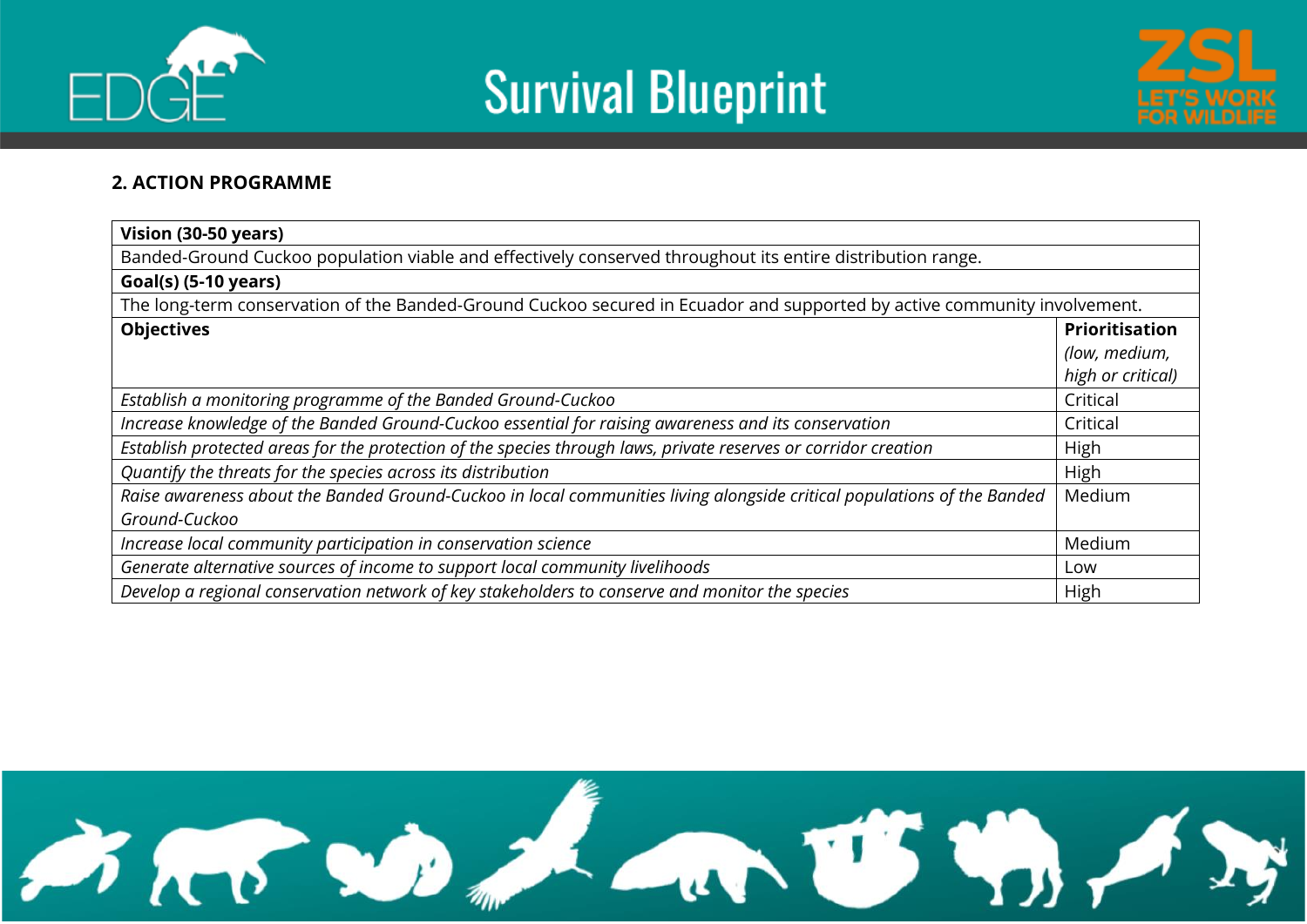## 2. ACTION PROGRAMME

| **Vision (30-50 years)** | |
|---|---|
| Banded-Ground Cuckoo population viable and effectively conserved throughout its entire distribution range. | |
| **Goal(s) (5-10 years)** | |
| The long-term conservation of the Banded-Ground Cuckoo secured in Ecuador and supported by active community involvement. | |
| **Objectives** | **Prioritisation** *(low, medium, high or critical)* |
| *Establish a monitoring programme of the Banded Ground-Cuckoo* | Critical |
| *Increase knowledge of the Banded Ground-Cuckoo essential for raising awareness and its conservation* | Critical |
| *Establish protected areas for the protection of the species through laws, private reserves or corridor creation* | High |
| *Quantify the threats for the species across its distribution* | High |
| *Raise awareness about the Banded Ground-Cuckoo in local communities living alongside critical populations of the Banded Ground-Cuckoo* | Medium |
| *Increase local community participation in conservation science* | Medium |
| *Generate alternative sources of income to support local community livelihoods* | Low |
| *Develop a regional conservation network of key stakeholders to conserve and monitor the species* | High |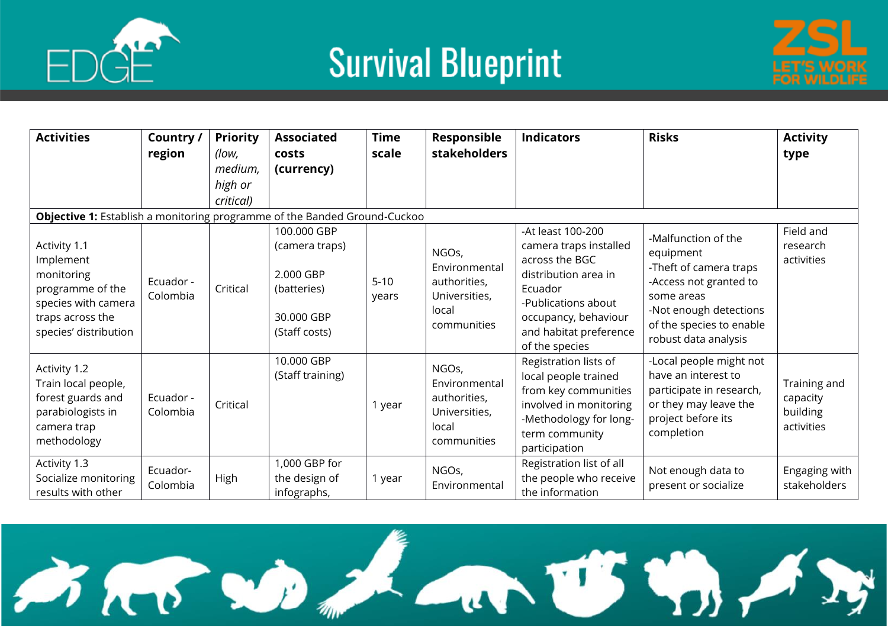| Activities | Country / region | Priority *(low, medium, high or critical)* | Associated costs (currency) | Time scale | Responsible stakeholders | Indicators | Risks | Activity type |
|---|---|---|---|---|---|---|---|---|
| **Objective 1:** Establish a monitoring programme of the Banded Ground-Cuckoo | | | | | | | | |
| Activity 1.1 Implement monitoring programme of the species with camera traps across the species' distribution | Ecuador - Colombia | Critical | 100.000 GBP (camera traps)<br><br>2.000 GBP (batteries)<br><br>30.000 GBP (Staff costs) | 5-10 years | NGOs, Environmental authorities, Universities, local communities | -At least 100-200 camera traps installed across the BGC distribution area in Ecuador<br>-Publications about occupancy, behaviour and habitat preference of the species | -Malfunction of the equipment<br>-Theft of camera traps<br>-Access not granted to some areas<br>-Not enough detections of the species to enable robust data analysis | Field and research activities |
| Activity 1.2 Train local people, forest guards and parabiologists in camera trap methodology | Ecuador - Colombia | Critical | 10.000 GBP (Staff training) | 1 year | NGOs, Environmental authorities, Universities, local communities | Registration lists of local people trained from key communities involved in monitoring<br>-Methodology for long-term community participation | -Local people might not have an interest to participate in research, or they may leave the project before its completion | Training and capacity building activities |
| Activity 1.3 Socialize monitoring results with other | Ecuador-Colombia | High | 1,000 GBP for the design of infographs, | 1 year | NGOs, Environmental | Registration list of all the people who receive the information | Not enough data to present or socialize | Engaging with stakeholders |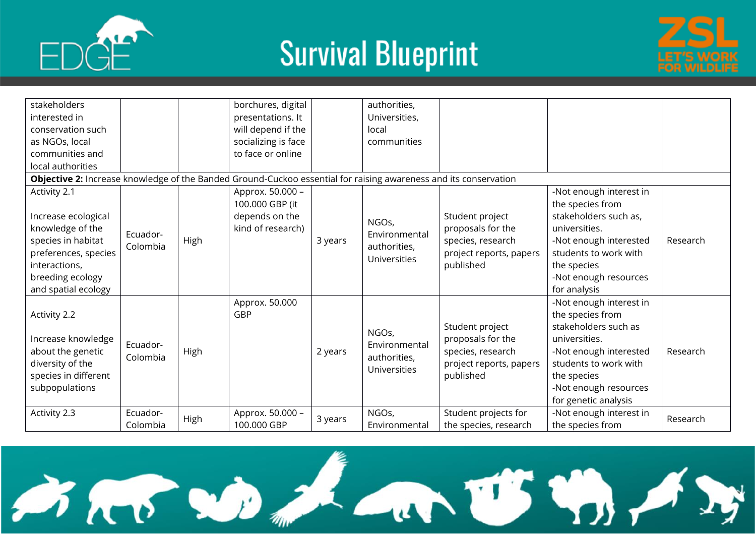| | | | | | | | | |
|---|---|---|---|---|---|---|---|---|
| stakeholders interested in conservation such as NGOs, local communities and local authorities | | | borchures, digital presentations. It will depend if the socializing is face to face or online | | authorities, Universities, local communities | | | |
| **Objective 2:** Increase knowledge of the Banded Ground-Cuckoo essential for raising awareness and its conservation | | | | | | | | |
| Activity 2.1<br><br>Increase ecological knowledge of the species in habitat preferences, species interactions, breeding ecology and spatial ecology | Ecuador-Colombia | High | Approx. 50.000 – 100.000 GBP (it depends on the kind of research) | 3 years | NGOs, Environmental authorities, Universities | Student project proposals for the species, research project reports, papers published | -Not enough interest in the species from stakeholders such as, universities.<br>-Not enough interested students to work with the species<br>-Not enough resources for analysis | Research |
| Activity 2.2<br><br>Increase knowledge about the genetic diversity of the species in different subpopulations | Ecuador-Colombia | High | Approx. 50.000 GBP | 2 years | NGOs, Environmental authorities, Universities | Student project proposals for the species, research project reports, papers published | -Not enough interest in the species from stakeholders such as universities.<br>-Not enough interested students to work with the species<br>-Not enough resources for genetic analysis | Research |
| Activity 2.3 | Ecuador-Colombia | High | Approx. 50.000 – 100.000 GBP | 3 years | NGOs, Environmental | Student projects for the species, research | -Not enough interest in the species from | Research |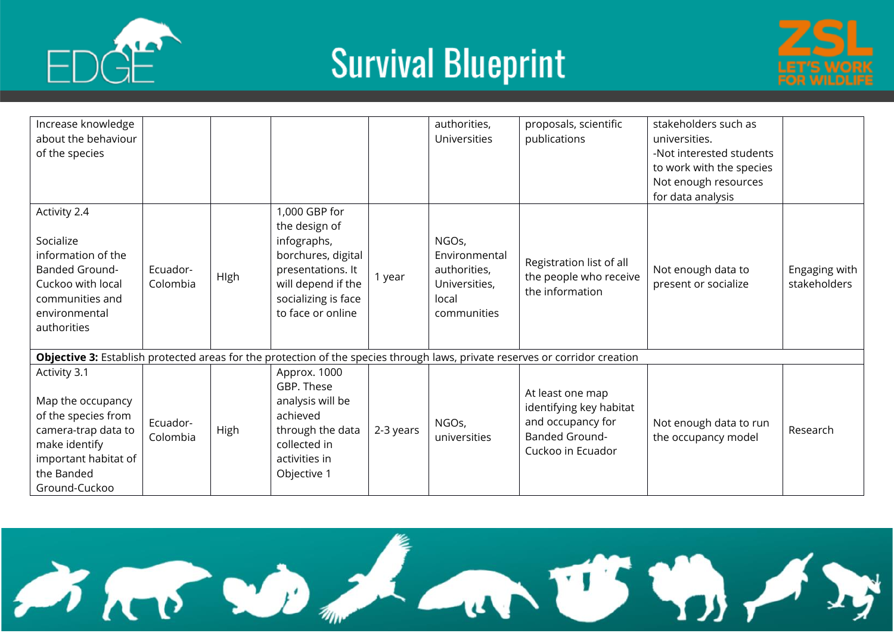| | | | | | | | | |
|---|---|---|---|---|---|---|---|---|
| Increase knowledge about the behaviour of the species | | | | | authorities, Universities | proposals, scientific publications | stakeholders such as universities. -Not interested students to work with the species Not enough resources for data analysis | |
| Activity 2.4<br><br>Socialize information of the Banded Ground-Cuckoo with local communities and environmental authorities | Ecuador-Colombia | HIgh | 1,000 GBP for the design of infographs, borchures, digital presentations. It will depend if the socializing is face to face or online | 1 year | NGOs, Environmental authorities, Universities, local communities | Registration list of all the people who receive the information | Not enough data to present or socialize | Engaging with stakeholders |
| **Objective 3:** Establish protected areas for the protection of the species through laws, private reserves or corridor creation | | | | | | | | |
| Activity 3.1<br><br>Map the occupancy of the species from camera-trap data to make identify important habitat of the Banded Ground-Cuckoo | Ecuador-Colombia | High | Approx. 1000 GBP. These analysis will be achieved through the data collected in activities in Objective 1 | 2-3 years | NGOs, universities | At least one map identifying key habitat and occupancy for Banded Ground-Cuckoo in Ecuador | Not enough data to run the occupancy model | Research |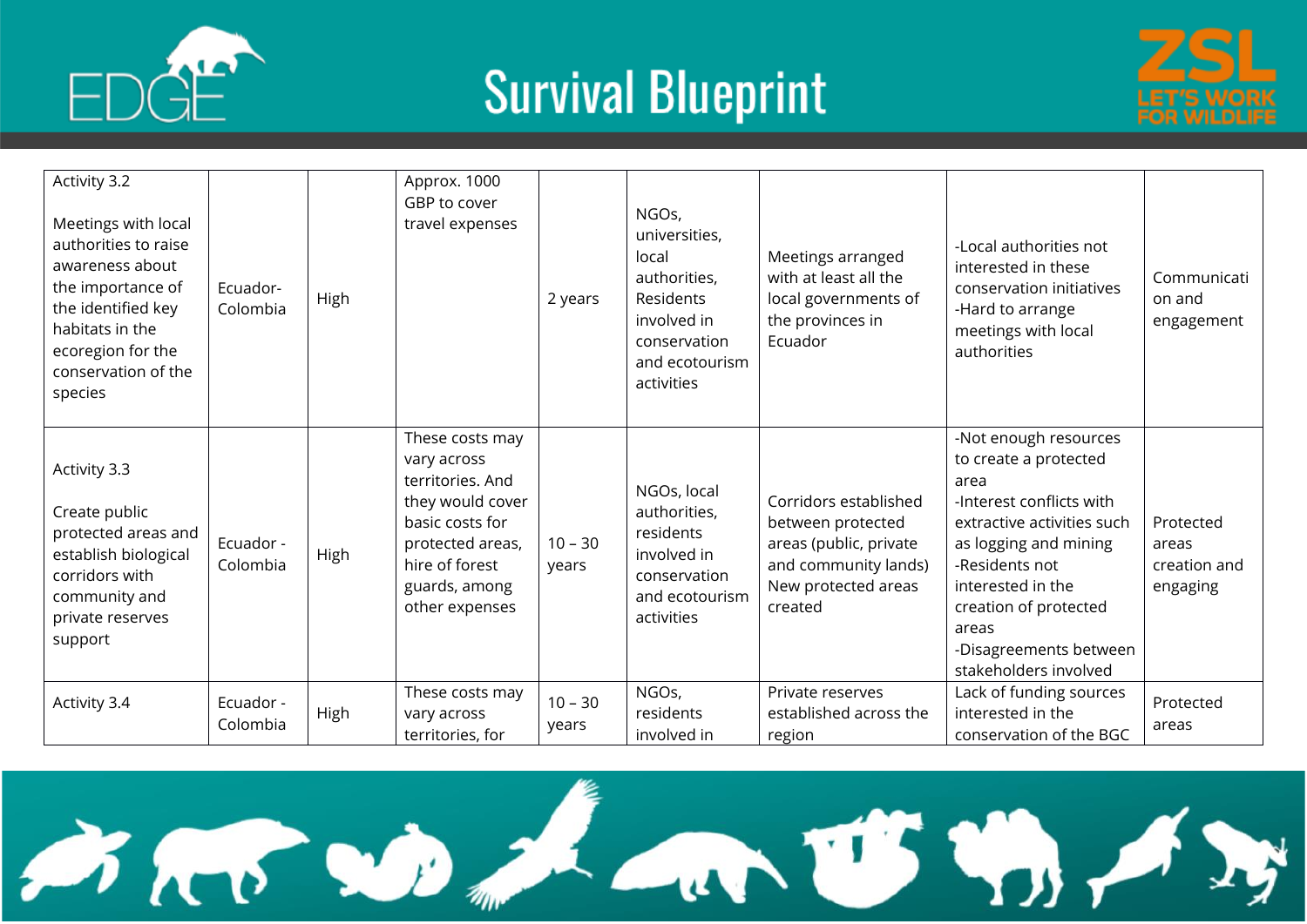| Activity 3.2<br><br>Meetings with local authorities to raise awareness about the importance of the identified key habitats in the ecoregion for the conservation of the species | Ecuador-Colombia | High | Approx. 1000 GBP to cover travel expenses | 2 years | NGOs, universities, local authorities, Residents involved in conservation and ecotourism activities | Meetings arranged with at least all the local governments of the provinces in Ecuador | -Local authorities not interested in these conservation initiatives<br>-Hard to arrange meetings with local authorities | Communication and engagement |
|---|---|---|---|---|---|---|---|---|
| Activity 3.3<br><br>Create public protected areas and establish biological corridors with community and private reserves support | Ecuador - Colombia | High | These costs may vary across territories. And they would cover basic costs for protected areas, hire of forest guards, among other expenses | 10 – 30 years | NGOs, local authorities, residents involved in conservation and ecotourism activities | Corridors established between protected areas (public, private and community lands)<br>New protected areas created | -Not enough resources to create a protected area<br>-Interest conflicts with extractive activities such as logging and mining<br>-Residents not interested in the creation of protected areas<br>-Disagreements between stakeholders involved | Protected areas creation and engaging |
| Activity 3.4 | Ecuador - Colombia | High | These costs may vary across territories, for | 10 – 30 years | NGOs, residents involved in | Private reserves established across the region | Lack of funding sources interested in the conservation of the BGC | Protected areas |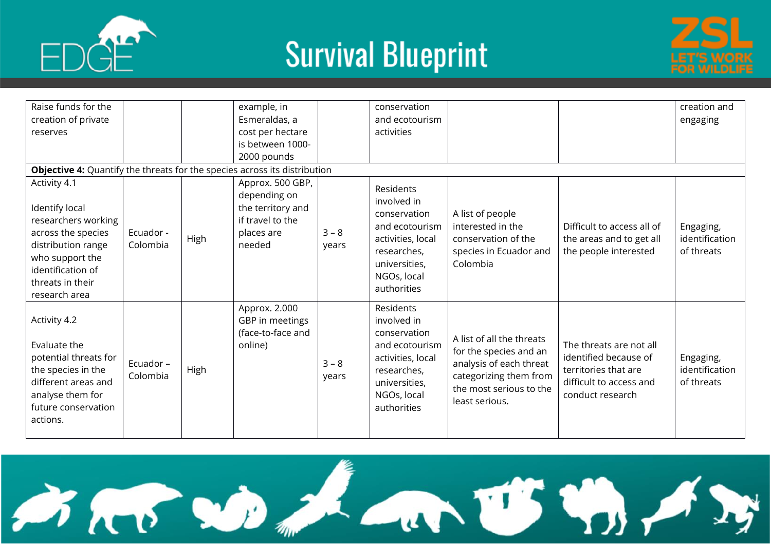| | | | | | | | | |
|---|---|---|---|---|---|---|---|---|
| Raise funds for the creation of private reserves | | | example, in Esmeraldas, a cost per hectare is between 1000-2000 pounds | | conservation and ecotourism activities | | | creation and engaging |
| **Objective 4:** Quantify the threats for the species across its distribution | | | | | | | | |
| Activity 4.1<br><br>Identify local researchers working across the species distribution range who support the identification of threats in their research area | Ecuador - Colombia | High | Approx. 500 GBP, depending on the territory and if travel to the places are needed | 3 – 8 years | Residents involved in conservation and ecotourism activities, local researches, universities, NGOs, local authorities | A list of people interested in the conservation of the species in Ecuador and Colombia | Difficult to access all of the areas and to get all the people interested | Engaging, identification of threats |
| Activity 4.2<br><br>Evaluate the potential threats for the species in the different areas and analyse them for future conservation actions. | Ecuador – Colombia | High | Approx. 2.000 GBP in meetings (face-to-face and online) | 3 – 8 years | Residents involved in conservation and ecotourism activities, local researches, universities, NGOs, local authorities | A list of all the threats for the species and an analysis of each threat categorizing them from the most serious to the least serious. | The threats are not all identified because of territories that are difficult to access and conduct research | Engaging, identification of threats |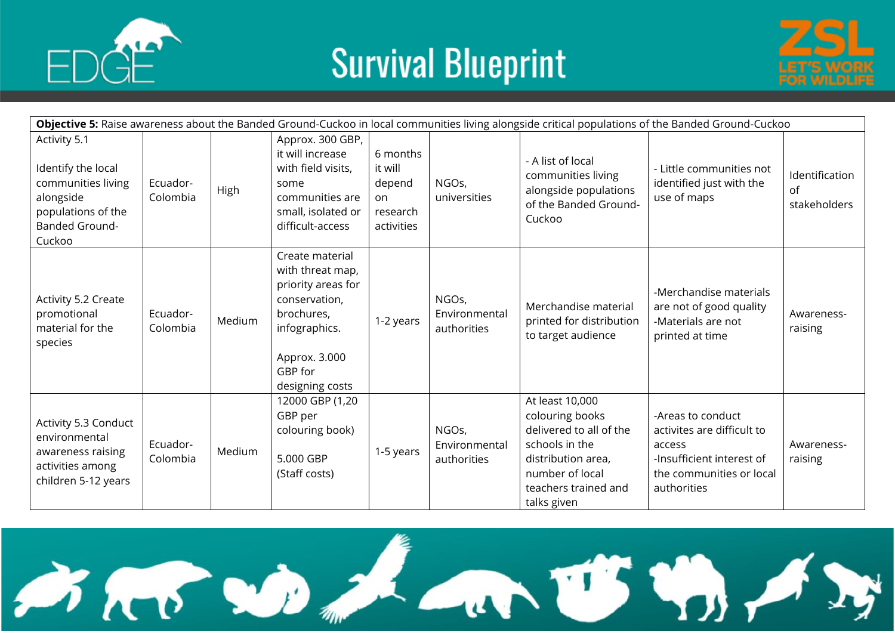| **Objective 5:** Raise awareness about the Banded Ground-Cuckoo in local communities living alongside critical populations of the Banded Ground-Cuckoo | | | | | | | | |
|---|---|---|---|---|---|---|---|---|
| Activity 5.1<br><br>Identify the local communities living alongside populations of the Banded Ground-Cuckoo | Ecuador-Colombia | High | Approx. 300 GBP, it will increase with field visits, some communities are small, isolated or difficult-access | 6 months it will depend on research activities | NGOs, universities | - A list of local communities living alongside populations of the Banded Ground-Cuckoo | - Little communities not identified just with the use of maps | Identification of stakeholders |
| Activity 5.2 Create promotional material for the species | Ecuador-Colombia | Medium | Create material with threat map, priority areas for conservation, brochures, infographics.<br><br>Approx. 3.000 GBP for designing costs | 1-2 years | NGOs, Environmental authorities | Merchandise material printed for distribution to target audience | -Merchandise materials are not of good quality<br>-Materials are not printed at time | Awareness-raising |
| Activity 5.3 Conduct environmental awareness raising activities among children 5-12 years | Ecuador-Colombia | Medium | 12000 GBP (1,20 GBP per colouring book)<br><br>5.000 GBP (Staff costs) | 1-5 years | NGOs, Environmental authorities | At least 10,000 colouring books delivered to all of the schools in the distribution area, number of local teachers trained and talks given | -Areas to conduct activites are difficult to access<br>-Insufficient interest of the communities or local authorities | Awareness-raising |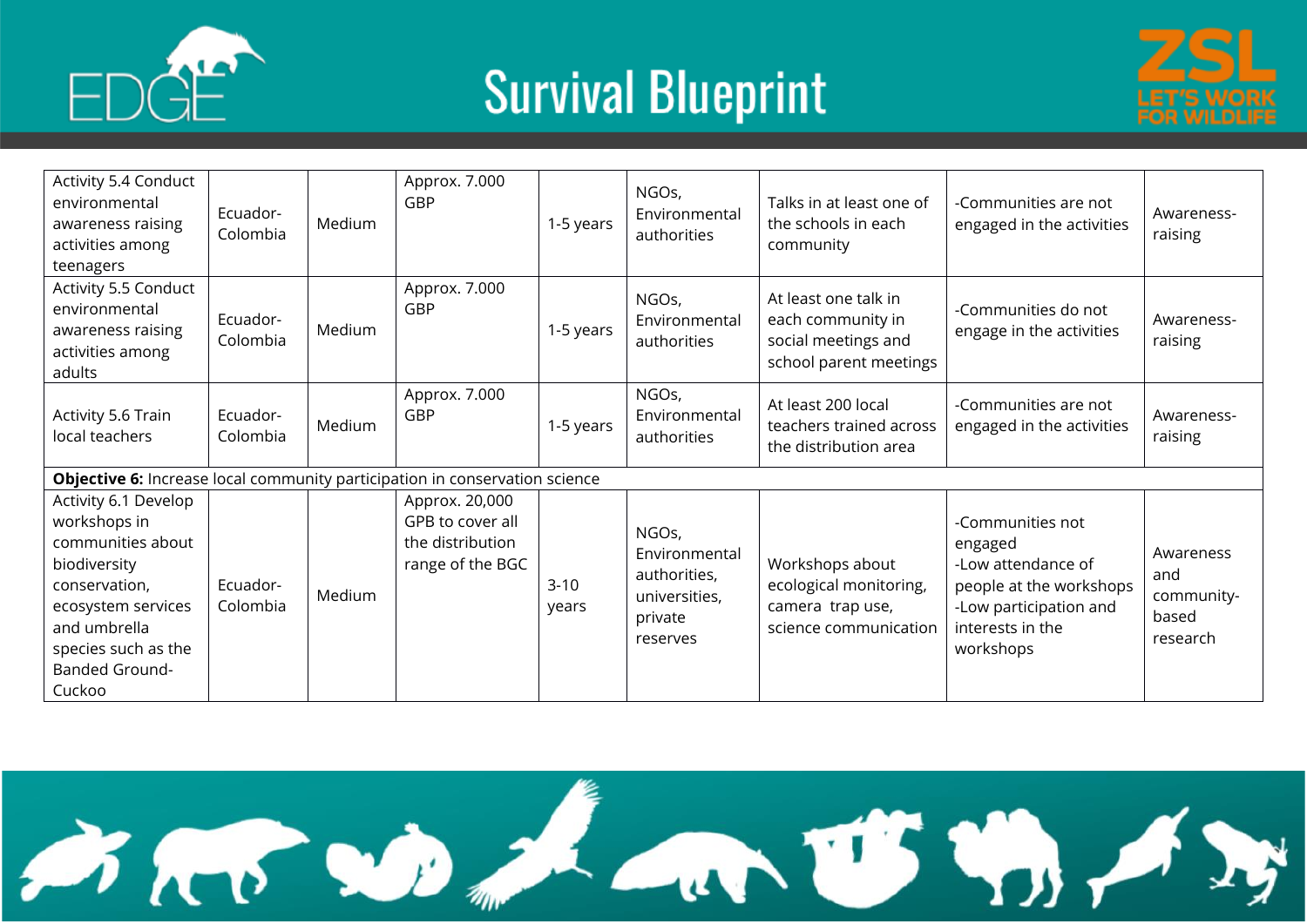| Activity 5.4 Conduct environmental awareness raising activities among teenagers | Ecuador-Colombia | Medium | Approx. 7.000 GBP | 1-5 years | NGOs, Environmental authorities | Talks in at least one of the schools in each community | -Communities are not engaged in the activities | Awareness-raising |
|---|---|---|---|---|---|---|---|---|
| Activity 5.5 Conduct environmental awareness raising activities among adults | Ecuador-Colombia | Medium | Approx. 7.000 GBP | 1-5 years | NGOs, Environmental authorities | At least one talk in each community in social meetings and school parent meetings | -Communities do not engage in the activities | Awareness-raising |
| Activity 5.6 Train local teachers | Ecuador-Colombia | Medium | Approx. 7.000 GBP | 1-5 years | NGOs, Environmental authorities | At least 200 local teachers trained across the distribution area | -Communities are not engaged in the activities | Awareness-raising |
| **Objective 6:** Increase local community participation in conservation science | | | | | | | | |
| Activity 6.1 Develop workshops in communities about biodiversity conservation, ecosystem services and umbrella species such as the Banded Ground-Cuckoo | Ecuador-Colombia | Medium | Approx. 20,000 GPB to cover all the distribution range of the BGC | 3-10 years | NGOs, Environmental authorities, universities, private reserves | Workshops about ecological monitoring, camera trap use, science communication | -Communities not engaged<br>-Low attendance of people at the workshops<br>-Low participation and interests in the workshops | Awareness and community-based research |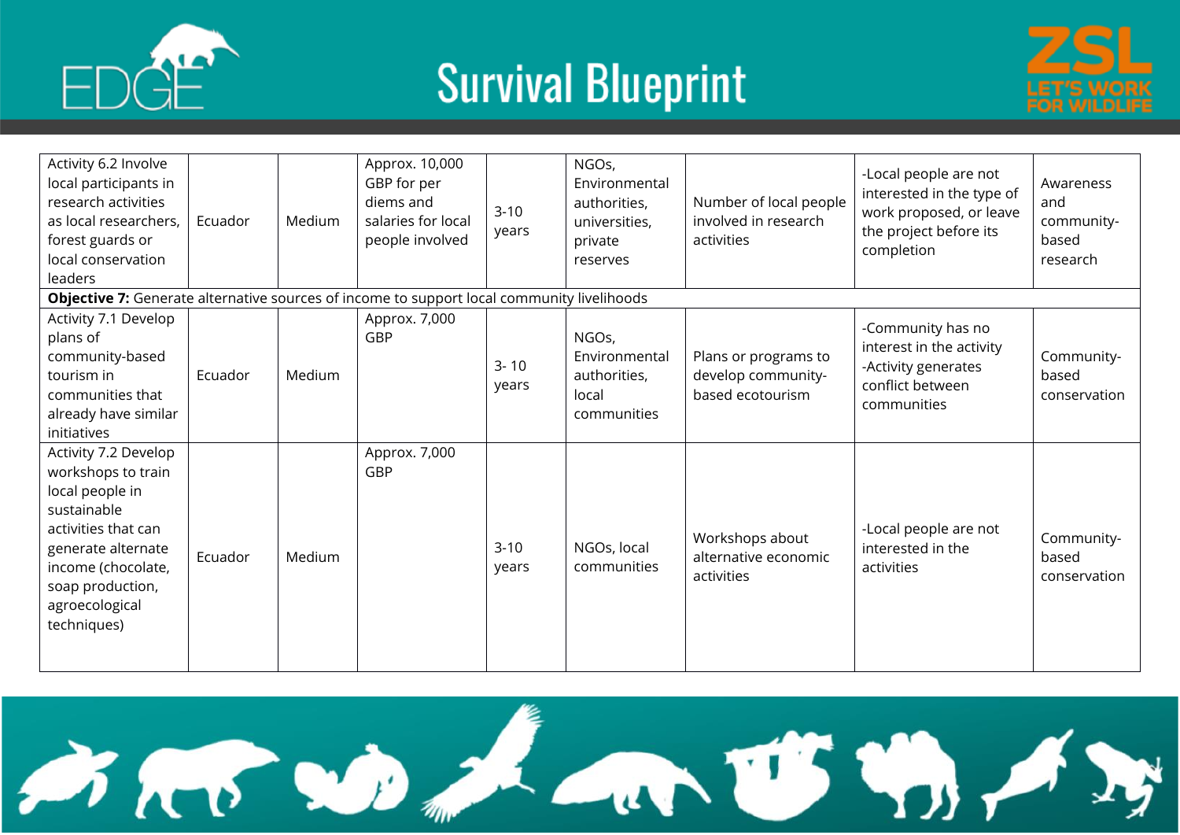| | | | | | | | | |
|---|---|---|---|---|---|---|---|---|
| Activity 6.2 Involve local participants in research activities as local researchers, forest guards or local conservation leaders | Ecuador | Medium | Approx. 10,000 GBP for per diems and salaries for local people involved | 3-10 years | NGOs, Environmental authorities, universities, private reserves | Number of local people involved in research activities | -Local people are not interested in the type of work proposed, or leave the project before its completion | Awareness and community-based research |
| **Objective 7:** Generate alternative sources of income to support local community livelihoods | | | | | | | | |
| Activity 7.1 Develop plans of community-based tourism in communities that already have similar initiatives | Ecuador | Medium | Approx. 7,000 GBP | 3- 10 years | NGOs, Environmental authorities, local communities | Plans or programs to develop community-based ecotourism | -Community has no interest in the activity<br>-Activity generates conflict between communities | Community-based conservation |
| Activity 7.2 Develop workshops to train local people in sustainable activities that can generate alternate income (chocolate, soap production, agroecological techniques) | Ecuador | Medium | Approx. 7,000 GBP | 3-10 years | NGOs, local communities | Workshops about alternative economic activities | -Local people are not interested in the activities | Community-based conservation |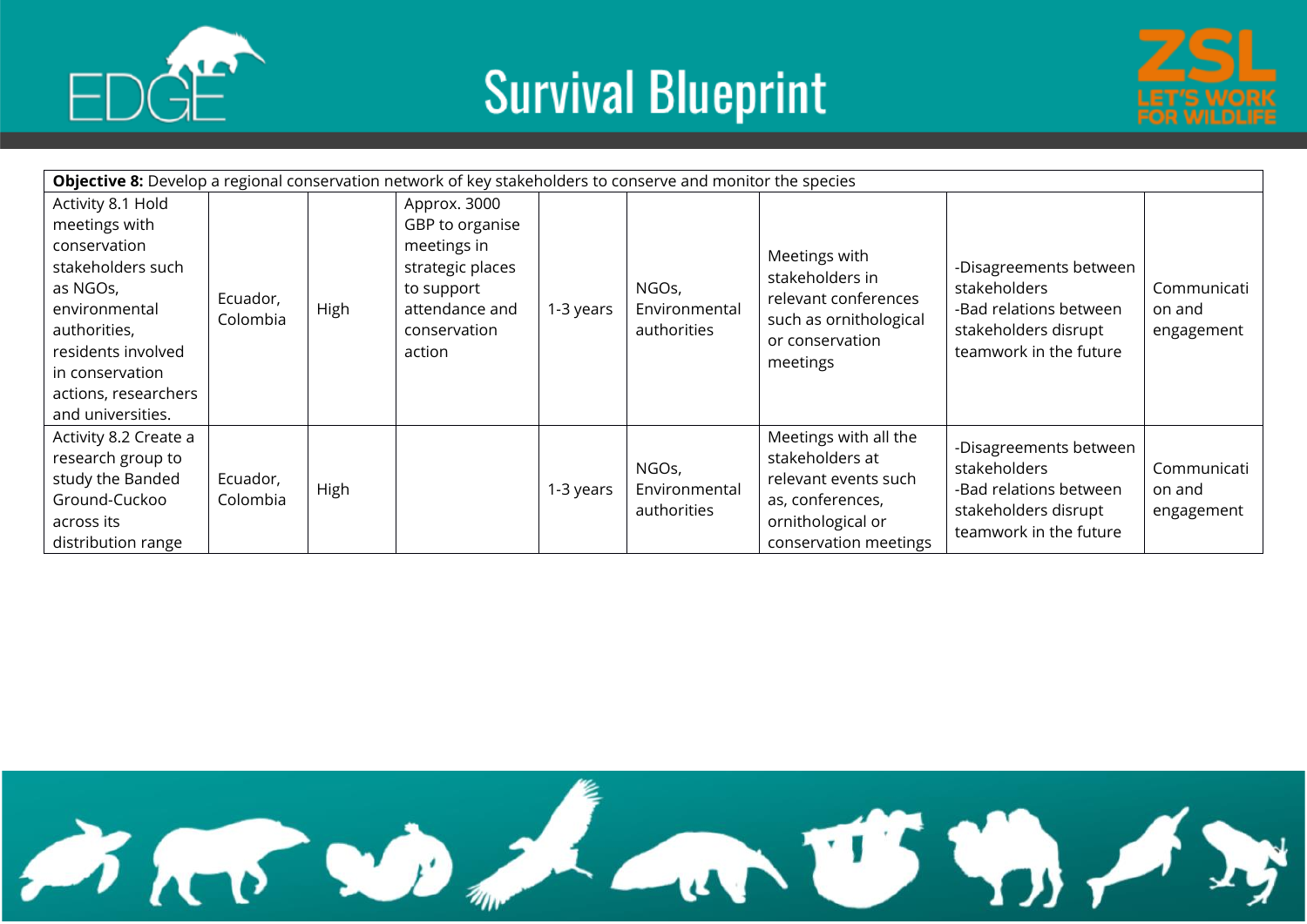| **Objective 8:** Develop a regional conservation network of key stakeholders to conserve and monitor the species | | | | | | | | |
|---|---|---|---|---|---|---|---|---|
| Activity 8.1 Hold meetings with conservation stakeholders such as NGOs, environmental authorities, residents involved in conservation actions, researchers and universities. | Ecuador, Colombia | High | Approx. 3000 GBP to organise meetings in strategic places to support attendance and conservation action | 1-3 years | NGOs, Environmental authorities | Meetings with stakeholders in relevant conferences such as ornithological or conservation meetings | -Disagreements between stakeholders -Bad relations between stakeholders disrupt teamwork in the future | Communication and engagement |
| Activity 8.2 Create a research group to study the Banded Ground-Cuckoo across its distribution range | Ecuador, Colombia | High | | 1-3 years | NGOs, Environmental authorities | Meetings with all the stakeholders at relevant events such as, conferences, ornithological or conservation meetings | -Disagreements between stakeholders -Bad relations between stakeholders disrupt teamwork in the future | Communication and engagement |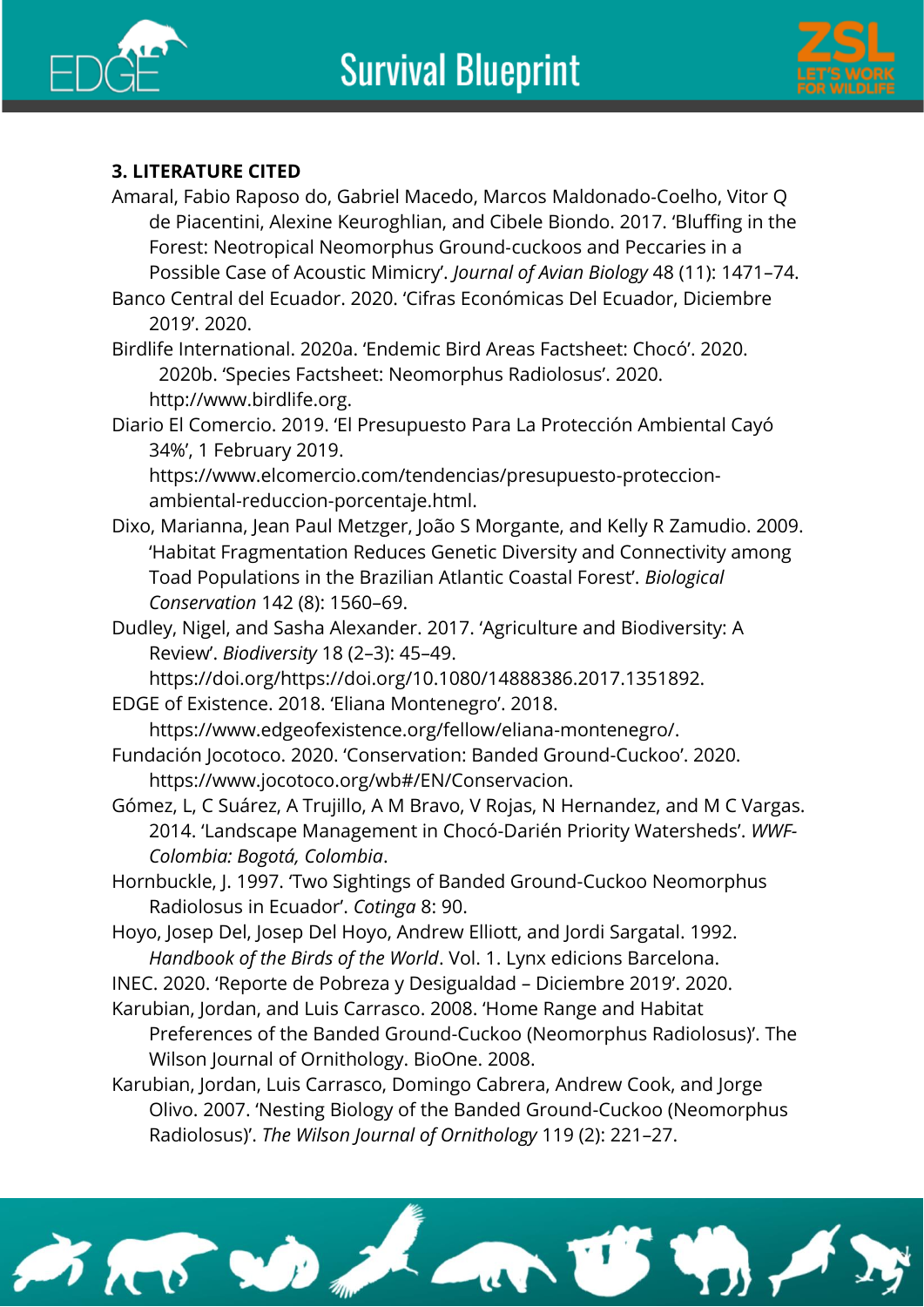### 3. LITERATURE CITED

Amaral, Fabio Raposo do, Gabriel Macedo, Marcos Maldonado-Coelho, Vitor Q de Piacentini, Alexine Keuroghlian, and Cibele Biondo. 2017. 'Bluffing in the Forest: Neotropical Neomorphus Ground-cuckoos and Peccaries in a Possible Case of Acoustic Mimicry'. *Journal of Avian Biology* 48 (11): 1471–74.

Banco Central del Ecuador. 2020. 'Cifras Económicas Del Ecuador, Diciembre 2019'. 2020.

Birdlife International. 2020a. 'Endemic Bird Areas Factsheet: Chocó'. 2020.

 2020b. 'Species Factsheet: Neomorphus Radiolosus'. 2020. http://www.birdlife.org.

Diario El Comercio. 2019. 'El Presupuesto Para La Protección Ambiental Cayó 34%', 1 February 2019. https://www.elcomercio.com/tendencias/presupuesto-proteccion-ambiental-reduccion-porcentaje.html.

Dixo, Marianna, Jean Paul Metzger, João S Morgante, and Kelly R Zamudio. 2009. 'Habitat Fragmentation Reduces Genetic Diversity and Connectivity among Toad Populations in the Brazilian Atlantic Coastal Forest'. *Biological Conservation* 142 (8): 1560–69.

Dudley, Nigel, and Sasha Alexander. 2017. 'Agriculture and Biodiversity: A Review'. *Biodiversity* 18 (2–3): 45–49. https://doi.org/https://doi.org/10.1080/14888386.2017.1351892.

EDGE of Existence. 2018. 'Eliana Montenegro'. 2018. https://www.edgeofexistence.org/fellow/eliana-montenegro/.

Fundación Jocotoco. 2020. 'Conservation: Banded Ground-Cuckoo'. 2020. https://www.jocotoco.org/wb#/EN/Conservacion.

Gómez, L, C Suárez, A Trujillo, A M Bravo, V Rojas, N Hernandez, and M C Vargas. 2014. 'Landscape Management in Chocó-Darién Priority Watersheds'. *WWF-Colombia: Bogotá, Colombia*.

Hornbuckle, J. 1997. 'Two Sightings of Banded Ground-Cuckoo Neomorphus Radiolosus in Ecuador'. *Cotinga* 8: 90.

Hoyo, Josep Del, Josep Del Hoyo, Andrew Elliott, and Jordi Sargatal. 1992. *Handbook of the Birds of the World*. Vol. 1. Lynx edicions Barcelona.

INEC. 2020. 'Reporte de Pobreza y Desigualdad – Diciembre 2019'. 2020.

Karubian, Jordan, and Luis Carrasco. 2008. 'Home Range and Habitat Preferences of the Banded Ground-Cuckoo (Neomorphus Radiolosus)'. The Wilson Journal of Ornithology. BioOne. 2008.

Karubian, Jordan, Luis Carrasco, Domingo Cabrera, Andrew Cook, and Jorge Olivo. 2007. 'Nesting Biology of the Banded Ground-Cuckoo (Neomorphus Radiolosus)'. *The Wilson Journal of Ornithology* 119 (2): 221–27.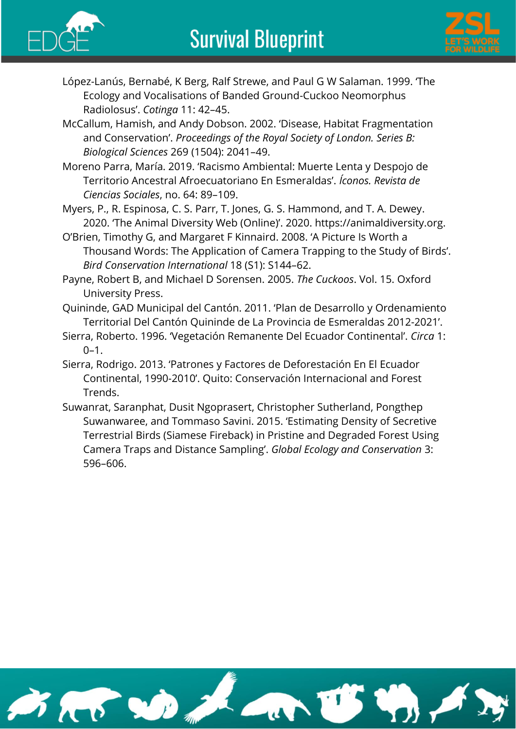López-Lanús, Bernabé, K Berg, Ralf Strewe, and Paul G W Salaman. 1999. 'The Ecology and Vocalisations of Banded Ground-Cuckoo Neomorphus Radiolosus'. *Cotinga* 11: 42–45.

McCallum, Hamish, and Andy Dobson. 2002. 'Disease, Habitat Fragmentation and Conservation'. *Proceedings of the Royal Society of London. Series B: Biological Sciences* 269 (1504): 2041–49.

Moreno Parra, María. 2019. 'Racismo Ambiental: Muerte Lenta y Despojo de Territorio Ancestral Afroecuatoriano En Esmeraldas'. *Íconos. Revista de Ciencias Sociales*, no. 64: 89–109.

Myers, P., R. Espinosa, C. S. Parr, T. Jones, G. S. Hammond, and T. A. Dewey. 2020. 'The Animal Diversity Web (Online)'. 2020. https://animaldiversity.org.

O'Brien, Timothy G, and Margaret F Kinnaird. 2008. 'A Picture Is Worth a Thousand Words: The Application of Camera Trapping to the Study of Birds'. *Bird Conservation International* 18 (S1): S144–62.

Payne, Robert B, and Michael D Sorensen. 2005. *The Cuckoos*. Vol. 15. Oxford University Press.

Quininde, GAD Municipal del Cantón. 2011. 'Plan de Desarrollo y Ordenamiento Territorial Del Cantón Quininde de La Provincia de Esmeraldas 2012-2021'.

Sierra, Roberto. 1996. 'Vegetación Remanente Del Ecuador Continental'. *Circa* 1: 0–1.

Sierra, Rodrigo. 2013. 'Patrones y Factores de Deforestación En El Ecuador Continental, 1990-2010'. Quito: Conservación Internacional and Forest Trends.

Suwanrat, Saranphat, Dusit Ngoprasert, Christopher Sutherland, Pongthep Suwanwaree, and Tommaso Savini. 2015. 'Estimating Density of Secretive Terrestrial Birds (Siamese Fireback) in Pristine and Degraded Forest Using Camera Traps and Distance Sampling'. *Global Ecology and Conservation* 3: 596–606.